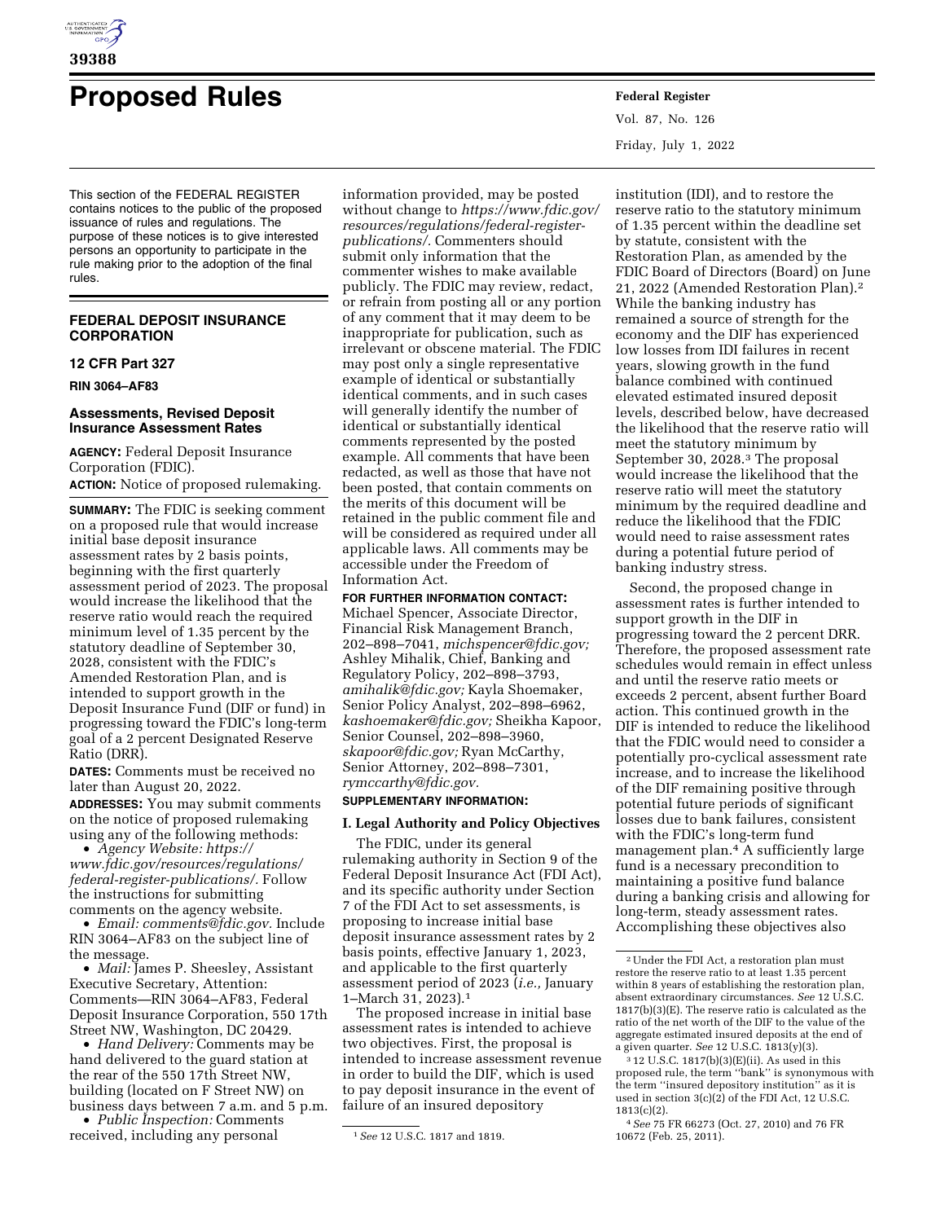# Proposed Rules

This section of the FEDERAL REGISTER contains notices to the public of the proposed issuance of rules and regulations. The purpose of these notices is to give interested persons an opportunity to participate in the rule making prior to the adoption of the final rules.

## FEDERAL DEPOSIT INSURANCE CORPORATION

### 12 CFR Part 327

**RIN 3064–AF83**

### Assessments, Revised Deposit Insurance Assessment Rates

**AGENCY:** Federal Deposit Insurance Corporation (FDIC).

**ACTION:** Notice of proposed rulemaking.

**SUMMARY:** The FDIC is seeking comment on a proposed rule that would increase initial base deposit insurance assessment rates by 2 basis points, beginning with the first quarterly assessment period of 2023. The proposal would increase the likelihood that the reserve ratio would reach the required minimum level of 1.35 percent by the statutory deadline of September 30, 2028, consistent with the FDIC's Amended Restoration Plan, and is intended to support growth in the Deposit Insurance Fund (DIF or fund) in progressing toward the FDIC's long-term goal of a 2 percent Designated Reserve Ratio (DRR).

**DATES:** Comments must be received no later than August 20, 2022.

**ADDRESSES:** You may submit comments on the notice of proposed rulemaking using any of the following methods:

- *Agency Website: https://www.fdic.gov/resources/regulations/federal-register-publications/.* Follow the instructions for submitting comments on the agency website.
- *Email: comments@fdic.gov.* Include RIN 3064–AF83 on the subject line of the message.
- *Mail:* James P. Sheesley, Assistant Executive Secretary, Attention: Comments—RIN 3064–AF83, Federal Deposit Insurance Corporation, 550 17th Street NW, Washington, DC 20429.
- *Hand Delivery:* Comments may be hand delivered to the guard station at the rear of the 550 17th Street NW, building (located on F Street NW) on business days between 7 a.m. and 5 p.m.
- *Public Inspection:* Comments received, including any personal information provided, may be posted without change to *https://www.fdic.gov/resources/regulations/federal-register-publications/.* Commenters should submit only information that the commenter wishes to make available publicly. The FDIC may review, redact, or refrain from posting all or any portion of any comment that it may deem to be inappropriate for publication, such as irrelevant or obscene material. The FDIC may post only a single representative example of identical or substantially identical comments, and in such cases will generally identify the number of identical or substantially identical comments represented by the posted example. All comments that have been redacted, as well as those that have not been posted, that contain comments on the merits of this document will be retained in the public comment file and will be considered as required under all applicable laws. All comments may be accessible under the Freedom of Information Act.

**FOR FURTHER INFORMATION CONTACT:** Michael Spencer, Associate Director, Financial Risk Management Branch, 202–898–7041, *michspencer@fdic.gov;* Ashley Mihalik, Chief, Banking and Regulatory Policy, 202–898–3793, *amihalik@fdic.gov;* Kayla Shoemaker, Senior Policy Analyst, 202–898–6962, *kashoemaker@fdic.gov;* Sheikha Kapoor, Senior Counsel, 202–898–3960, *skapoor@fdic.gov;* Ryan McCarthy, Senior Attorney, 202–898–7301, *rymccarthy@fdic.gov.*

**SUPPLEMENTARY INFORMATION:**

## I. Legal Authority and Policy Objectives

The FDIC, under its general rulemaking authority in Section 9 of the Federal Deposit Insurance Act (FDI Act), and its specific authority under Section 7 of the FDI Act to set assessments, is proposing to increase initial base deposit insurance assessment rates by 2 basis points, effective January 1, 2023, and applicable to the first quarterly assessment period of 2023 (*i.e.,* January 1–March 31, 2023).[1]

The proposed increase in initial base assessment rates is intended to achieve two objectives. First, the proposal is intended to increase assessment revenue in order to build the DIF, which is used to pay deposit insurance in the event of failure of an insured depository institution (IDI), and to restore the reserve ratio to the statutory minimum of 1.35 percent within the deadline set by statute, consistent with the Restoration Plan, as amended by the FDIC Board of Directors (Board) on June 21, 2022 (Amended Restoration Plan).[2] While the banking industry has remained a source of strength for the economy and the DIF has experienced low losses from IDI failures in recent years, slowing growth in the fund balance combined with continued elevated estimated insured deposit levels, described below, have decreased the likelihood that the reserve ratio will meet the statutory minimum by September 30, 2028.[3] The proposal would increase the likelihood that the reserve ratio will meet the statutory minimum by the required deadline and reduce the likelihood that the FDIC would need to raise assessment rates during a potential future period of banking industry stress.

Second, the proposed change in assessment rates is further intended to support growth in the DIF in progressing toward the 2 percent DRR. Therefore, the proposed assessment rate schedules would remain in effect unless and until the reserve ratio meets or exceeds 2 percent, absent further Board action. This continued growth in the DIF is intended to reduce the likelihood that the FDIC would need to consider a potentially pro-cyclical assessment rate increase, and to increase the likelihood of the DIF remaining positive through potential future periods of significant losses due to bank failures, consistent with the FDIC's long-term fund management plan.[4] A sufficiently large fund is a necessary precondition to maintaining a positive fund balance during a banking crisis and allowing for long-term, steady assessment rates. Accomplishing these objectives also

---

[1] *See* 12 U.S.C. 1817 and 1819.

[2] Under the FDI Act, a restoration plan must restore the reserve ratio to at least 1.35 percent within 8 years of establishing the restoration plan, absent extraordinary circumstances. *See* 12 U.S.C. 1817(b)(3)(E). The reserve ratio is calculated as the ratio of the net worth of the DIF to the value of the aggregate estimated insured deposits at the end of a given quarter. *See* 12 U.S.C. 1813(y)(3).

[3] 12 U.S.C. 1817(b)(3)(E)(ii). As used in this proposed rule, the term "bank" is synonymous with the term "insured depository institution" as it is used in section 3(c)(2) of the FDI Act, 12 U.S.C. 1813(c)(2).

[4] *See* 75 FR 66273 (Oct. 27, 2010) and 76 FR 10672 (Feb. 25, 2011).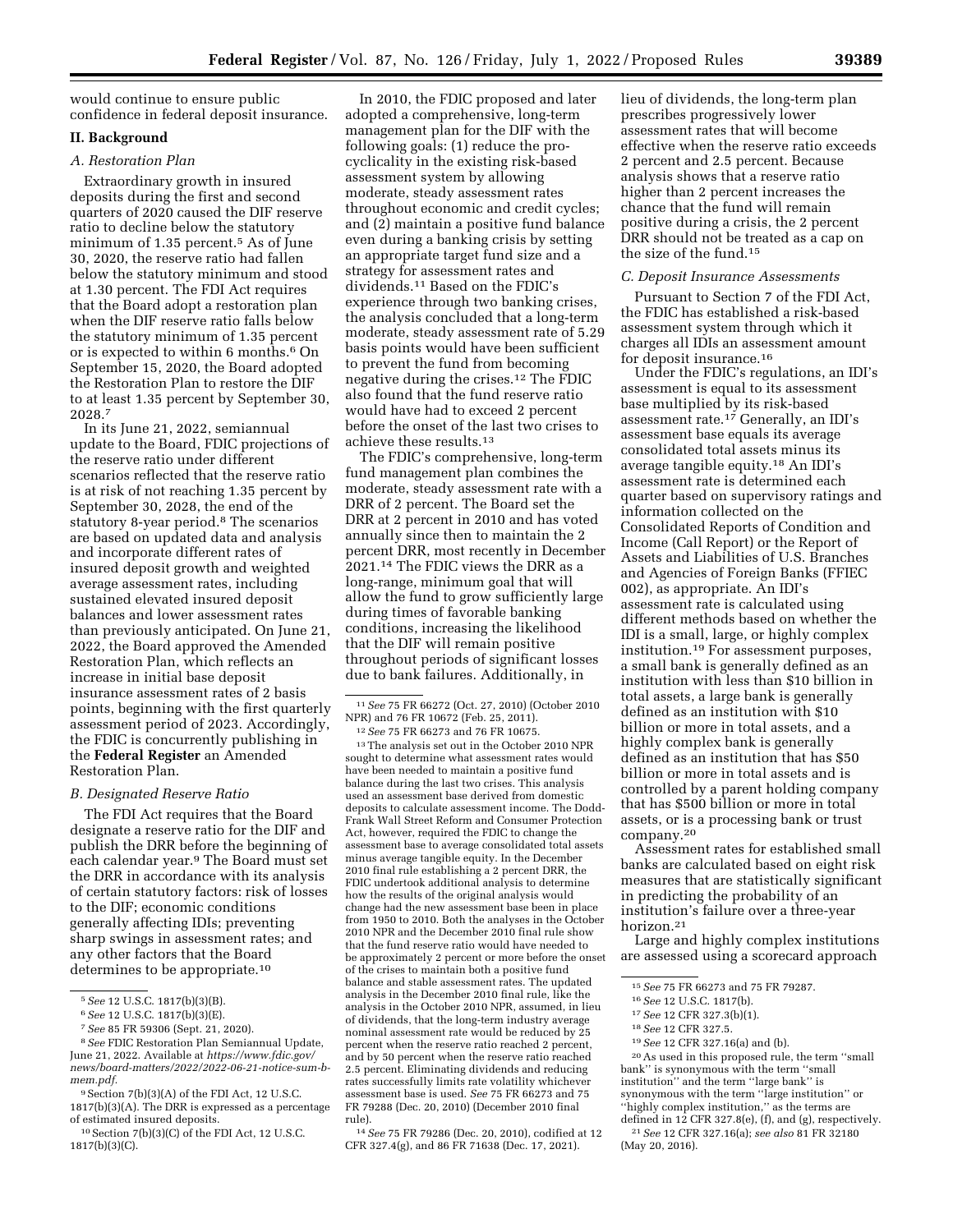would continue to ensure public confidence in federal deposit insurance.

## II. Background

### A. Restoration Plan

Extraordinary growth in insured deposits during the first and second quarters of 2020 caused the DIF reserve ratio to decline below the statutory minimum of 1.35 percent.[5] As of June 30, 2020, the reserve ratio had fallen below the statutory minimum and stood at 1.30 percent. The FDI Act requires that the Board adopt a restoration plan when the DIF reserve ratio falls below the statutory minimum of 1.35 percent or is expected to within 6 months.[6] On September 15, 2020, the Board adopted the Restoration Plan to restore the DIF to at least 1.35 percent by September 30, 2028.[7]

In its June 21, 2022, semiannual update to the Board, FDIC projections of the reserve ratio under different scenarios reflected that the reserve ratio is at risk of not reaching 1.35 percent by September 30, 2028, the end of the statutory 8-year period.[8] The scenarios are based on updated data and analysis and incorporate different rates of insured deposit growth and weighted average assessment rates, including sustained elevated insured deposit balances and lower assessment rates than previously anticipated. On June 21, 2022, the Board approved the Amended Restoration Plan, which reflects an increase in initial base deposit insurance assessment rates of 2 basis points, beginning with the first quarterly assessment period of 2023. Accordingly, the FDIC is concurrently publishing in the **Federal Register** an Amended Restoration Plan.

### B. Designated Reserve Ratio

The FDI Act requires that the Board designate a reserve ratio for the DIF and publish the DRR before the beginning of each calendar year.[9] The Board must set the DRR in accordance with its analysis of certain statutory factors: risk of losses to the DIF; economic conditions generally affecting IDIs; preventing sharp swings in assessment rates; and any other factors that the Board determines to be appropriate.[10]

In 2010, the FDIC proposed and later adopted a comprehensive, long-term management plan for the DIF with the following goals: (1) reduce the pro-cyclicality in the existing risk-based assessment system by allowing moderate, steady assessment rates throughout economic and credit cycles; and (2) maintain a positive fund balance even during a banking crisis by setting an appropriate target fund size and a strategy for assessment rates and dividends.[11] Based on the FDIC's experience through two banking crises, the analysis concluded that a long-term moderate, steady assessment rate of 5.29 basis points would have been sufficient to prevent the fund from becoming negative during the crises.[12] The FDIC also found that the fund reserve ratio would have had to exceed 2 percent before the onset of the last two crises to achieve these results.[13]

The FDIC's comprehensive, long-term fund management plan combines the moderate, steady assessment rate with a DRR of 2 percent. The Board set the DRR at 2 percent in 2010 and has voted annually since then to maintain the 2 percent DRR, most recently in December 2021.[14] The FDIC views the DRR as a long-range, minimum goal that will allow the fund to grow sufficiently large during times of favorable banking conditions, increasing the likelihood that the DIF will remain positive throughout periods of significant losses due to bank failures. Additionally, in lieu of dividends, the long-term plan prescribes progressively lower assessment rates that will become effective when the reserve ratio exceeds 2 percent and 2.5 percent. Because analysis shows that a reserve ratio higher than 2 percent increases the chance that the fund will remain positive during a crisis, the 2 percent DRR should not be treated as a cap on the size of the fund.[15]

### C. Deposit Insurance Assessments

Pursuant to Section 7 of the FDI Act, the FDIC has established a risk-based assessment system through which it charges all IDIs an assessment amount for deposit insurance.[16]

Under the FDIC's regulations, an IDI's assessment is equal to its assessment base multiplied by its risk-based assessment rate.[17] Generally, an IDI's assessment base equals its average consolidated total assets minus its average tangible equity.[18] An IDI's assessment rate is determined each quarter based on supervisory ratings and information collected on the Consolidated Reports of Condition and Income (Call Report) or the Report of Assets and Liabilities of U.S. Branches and Agencies of Foreign Banks (FFIEC 002), as appropriate. An IDI's assessment rate is calculated using different methods based on whether the IDI is a small, large, or highly complex institution.[19] For assessment purposes, a small bank is generally defined as an institution with less than $10 billion in total assets, a large bank is generally defined as an institution with $10 billion or more in total assets, and a highly complex bank is generally defined as an institution that has $50 billion or more in total assets and is controlled by a parent holding company that has $500 billion or more in total assets, or is a processing bank or trust company.[20]

Assessment rates for established small banks are calculated based on eight risk measures that are statistically significant in predicting the probability of an institution's failure over a three-year horizon.[21]

Large and highly complex institutions are assessed using a scorecard approach

---

[5] *See* 12 U.S.C. 1817(b)(3)(B).

[6] *See* 12 U.S.C. 1817(b)(3)(E).

[7] *See* 85 FR 59306 (Sept. 21, 2020).

[8] *See* FDIC Restoration Plan Semiannual Update, June 21, 2022. Available at *https://www.fdic.gov/news/board-matters/2022/2022-06-21-notice-sum-b-mem.pdf.*

[9] Section 7(b)(3)(A) of the FDI Act, 12 U.S.C. 1817(b)(3)(A). The DRR is expressed as a percentage of estimated insured deposits.

[10] Section 7(b)(3)(C) of the FDI Act, 12 U.S.C. 1817(b)(3)(C).

[11] *See* 75 FR 66272 (Oct. 27, 2010) (October 2010 NPR) and 76 FR 10672 (Feb. 25, 2011).

[12] *See* 75 FR 66273 and 76 FR 10675.

[13] The analysis set out in the October 2010 NPR sought to determine what assessment rates would have been needed to maintain a positive fund balance during the last two crises. This analysis used an assessment base derived from domestic deposits to calculate assessment income. The Dodd-Frank Wall Street Reform and Consumer Protection Act, however, required the FDIC to change the assessment base to average consolidated total assets minus average tangible equity. In the December 2010 final rule establishing a 2 percent DRR, the FDIC undertook additional analysis to determine how the results of the original analysis would change had the new assessment base been in place from 1950 to 2010. Both the analyses in the October 2010 NPR and the December 2010 final rule show that the fund reserve ratio would have needed to be approximately 2 percent or more before the onset of the crises to maintain both a positive fund balance and stable assessment rates. The updated analysis in the December 2010 final rule, like the analysis in the October 2010 NPR, assumed, in lieu of dividends, that the long-term industry average nominal assessment rate would be reduced by 25 percent when the reserve ratio reached 2 percent, and by 50 percent when the reserve ratio reached 2.5 percent. Eliminating dividends and reducing rates successfully limits rate volatility whichever assessment base is used. *See* 75 FR 66273 and 75 FR 79288 (Dec. 20, 2010) (December 2010 final rule).

[14] *See* 75 FR 79286 (Dec. 20, 2010), codified at 12 CFR 327.4(g), and 86 FR 71638 (Dec. 17, 2021).

[15] *See* 75 FR 66273 and 75 FR 79287.

[16] *See* 12 U.S.C. 1817(b).

[17] *See* 12 CFR 327.3(b)(1).

[18] *See* 12 CFR 327.5.

[19] *See* 12 CFR 327.16(a) and (b).

[20] As used in this proposed rule, the term "small bank" is synonymous with the term "small institution" and the term "large bank" is synonymous with the term "large institution" or "highly complex institution," as the terms are defined in 12 CFR 327.8(e), (f), and (g), respectively.

[21] *See* 12 CFR 327.16(a); *see also* 81 FR 32180 (May 20, 2016).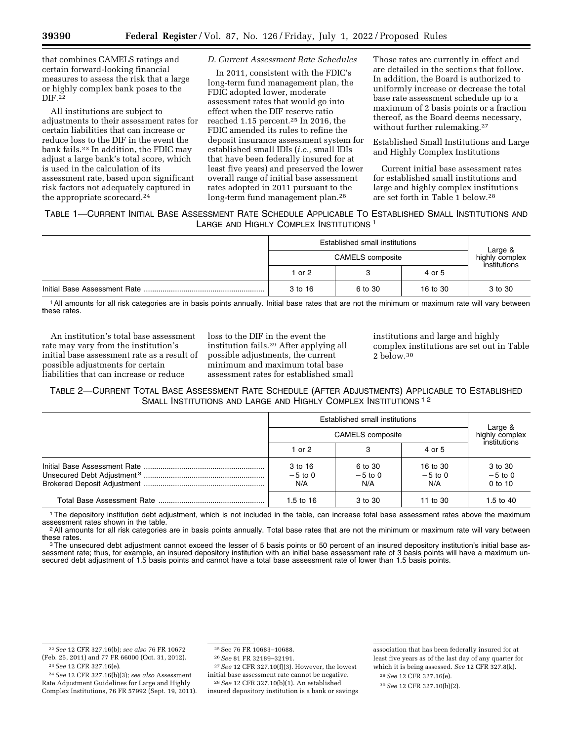that combines CAMELS ratings and certain forward-looking financial measures to assess the risk that a large or highly complex bank poses to the DIF.[22]

All institutions are subject to adjustments to their assessment rates for certain liabilities that can increase or reduce loss to the DIF in the event the bank fails.[23] In addition, the FDIC may adjust a large bank's total score, which is used in the calculation of its assessment rate, based upon significant risk factors not adequately captured in the appropriate scorecard.[24]

### *D. Current Assessment Rate Schedules*

In 2011, consistent with the FDIC's long-term fund management plan, the FDIC adopted lower, moderate assessment rates that would go into effect when the DIF reserve ratio reached 1.15 percent.[25] In 2016, the FDIC amended its rules to refine the deposit insurance assessment system for established small IDIs (*i.e.,* small IDIs that have been federally insured for at least five years) and preserved the lower overall range of initial base assessment rates adopted in 2011 pursuant to the long-term fund management plan.[26] Those rates are currently in effect and are detailed in the sections that follow. In addition, the Board is authorized to uniformly increase or decrease the total base rate assessment schedule up to a maximum of 2 basis points or a fraction thereof, as the Board deems necessary, without further rulemaking.[27]

#### Established Small Institutions and Large and Highly Complex Institutions

Current initial base assessment rates for established small institutions and large and highly complex institutions are set forth in Table 1 below.[28]

TABLE 1—CURRENT INITIAL BASE ASSESSMENT RATE SCHEDULE APPLICABLE TO ESTABLISHED SMALL INSTITUTIONS AND LARGE AND HIGHLY COMPLEX INSTITUTIONS [1]

| | Established small institutions | | | Large & highly complex institutions |
|---|---|---|---|---|
| | CAMELS composite | | | |
| | 1 or 2 | 3 | 4 or 5 | |
| Initial Base Assessment Rate | 3 to 16 | 6 to 30 | 16 to 30 | 3 to 30 |

[1] All amounts for all risk categories are in basis points annually. Initial base rates that are not the minimum or maximum rate will vary between these rates.

An institution's total base assessment rate may vary from the institution's initial base assessment rate as a result of possible adjustments for certain liabilities that can increase or reduce loss to the DIF in the event the institution fails.[29] After applying all possible adjustments, the current minimum and maximum total base assessment rates for established small institutions and large and highly complex institutions are set out in Table 2 below.[30]

TABLE 2—CURRENT TOTAL BASE ASSESSMENT RATE SCHEDULE (AFTER ADJUSTMENTS) APPLICABLE TO ESTABLISHED SMALL INSTITUTIONS AND LARGE AND HIGHLY COMPLEX INSTITUTIONS [1] [2]

| | Established small institutions | | | Large & highly complex institutions |
|---|---|---|---|---|
| | CAMELS composite | | | |
| | 1 or 2 | 3 | 4 or 5 | |
| Initial Base Assessment Rate | 3 to 16 | 6 to 30 | 16 to 30 | 3 to 30 |
| Unsecured Debt Adjustment [3] | −5 to 0 | −5 to 0 | −5 to 0 | −5 to 0 |
| Brokered Deposit Adjustment | N/A | N/A | N/A | 0 to 10 |
| Total Base Assessment Rate | 1.5 to 16 | 3 to 30 | 11 to 30 | 1.5 to 40 |

[1] The depository institution debt adjustment, which is not included in the table, can increase total base assessment rates above the maximum assessment rates shown in the table.

[2] All amounts for all risk categories are in basis points annually. Total base rates that are not the minimum or maximum rate will vary between these rates.

[3] The unsecured debt adjustment cannot exceed the lesser of 5 basis points or 50 percent of an insured depository institution's initial base assessment rate; thus, for example, an insured depository institution with an initial base assessment rate of 3 basis points will have a maximum unsecured debt adjustment of 1.5 basis points and cannot have a total base assessment rate of lower than 1.5 basis points.

---

[22] *See* 12 CFR 327.16(b); *see also* 76 FR 10672 (Feb. 25, 2011) and 77 FR 66000 (Oct. 31, 2012).

[23] *See* 12 CFR 327.16(e).

[24] *See* 12 CFR 327.16(b)(3); *see also* Assessment Rate Adjustment Guidelines for Large and Highly Complex Institutions, 76 FR 57992 (Sept. 19, 2011).

[25] See 76 FR 10683–10688.

[26] *See* 81 FR 32189–32191.

[27] *See* 12 CFR 327.10(f)(3). However, the lowest initial base assessment rate cannot be negative.

[28] *See* 12 CFR 327.10(b)(1). An established insured depository institution is a bank or savings association that has been federally insured for at least five years as of the last day of any quarter for which it is being assessed. *See* 12 CFR 327.8(k).

[29] *See* 12 CFR 327.16(e).

[30] *See* 12 CFR 327.10(b)(2).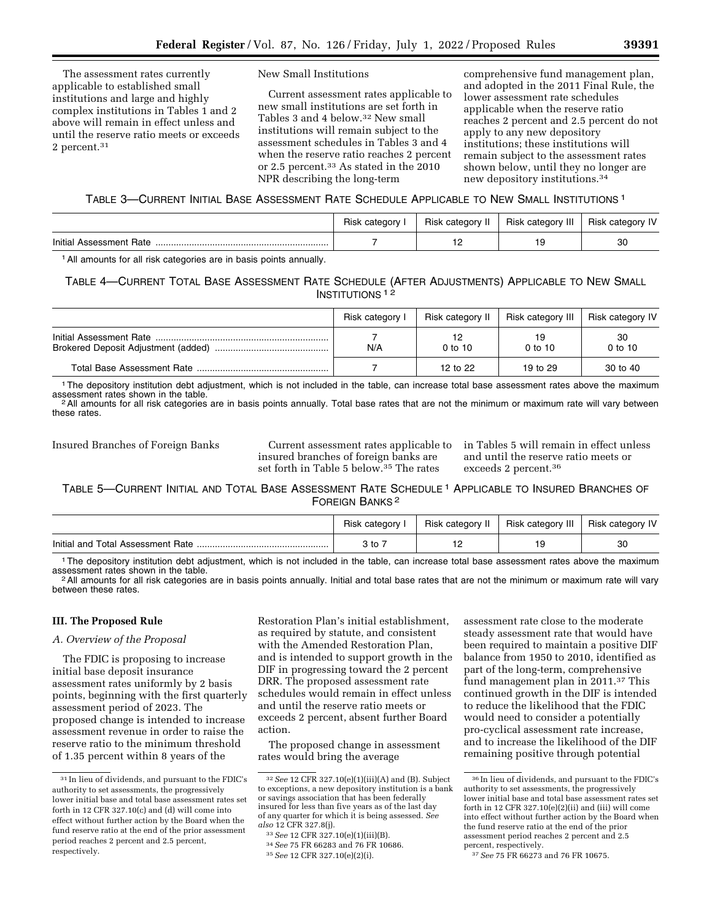The assessment rates currently applicable to established small institutions and large and highly complex institutions in Tables 1 and 2 above will remain in effect unless and until the reserve ratio meets or exceeds 2 percent.[31]

New Small Institutions

Current assessment rates applicable to new small institutions are set forth in Tables 3 and 4 below.[32] New small institutions will remain subject to the assessment schedules in Tables 3 and 4 when the reserve ratio reaches 2 percent or 2.5 percent.[33] As stated in the 2010 NPR describing the long-term comprehensive fund management plan, and adopted in the 2011 Final Rule, the lower assessment rate schedules applicable when the reserve ratio reaches 2 percent and 2.5 percent do not apply to any new depository institutions; these institutions will remain subject to the assessment rates shown below, until they no longer are new depository institutions.[34]

TABLE 3—CURRENT INITIAL BASE ASSESSMENT RATE SCHEDULE APPLICABLE TO NEW SMALL INSTITUTIONS [1]

| | Risk category I | Risk category II | Risk category III | Risk category IV |
|---|---|---|---|---|
| Initial Assessment Rate | 7 | 12 | 19 | 30 |

[1] All amounts for all risk categories are in basis points annually.

TABLE 4—CURRENT TOTAL BASE ASSESSMENT RATE SCHEDULE (AFTER ADJUSTMENTS) APPLICABLE TO NEW SMALL INSTITUTIONS [1 2]

| | Risk category I | Risk category II | Risk category III | Risk category IV |
|---|---|---|---|---|
| Initial Assessment Rate | 7 | 12 | 19 | 30 |
| Brokered Deposit Adjustment (added) | N/A | 0 to 10 | 0 to 10 | 0 to 10 |
| Total Base Assessment Rate | 7 | 12 to 22 | 19 to 29 | 30 to 40 |

[1] The depository institution debt adjustment, which is not included in the table, can increase total base assessment rates above the maximum assessment rates shown in the table.
[2] All amounts for all risk categories are in basis points annually. Total base rates that are not the minimum or maximum rate will vary between these rates.

Insured Branches of Foreign Banks

Current assessment rates applicable to insured branches of foreign banks are set forth in Table 5 below.[35] The rates in Tables 5 will remain in effect unless and until the reserve ratio meets or exceeds 2 percent.[36]

TABLE 5—CURRENT INITIAL AND TOTAL BASE ASSESSMENT RATE SCHEDULE [1] APPLICABLE TO INSURED BRANCHES OF FOREIGN BANKS [2]

| | Risk category I | Risk category II | Risk category III | Risk category IV |
|---|---|---|---|---|
| Initial and Total Assessment Rate | 3 to 7 | 12 | 19 | 30 |

[1] The depository institution debt adjustment, which is not included in the table, can increase total base assessment rates above the maximum assessment rates shown in the table.
[2] All amounts for all risk categories are in basis points annually. Initial and total base rates that are not the minimum or maximum rate will vary between these rates.

## III. The Proposed Rule

### *A. Overview of the Proposal*

The FDIC is proposing to increase initial base deposit insurance assessment rates uniformly by 2 basis points, beginning with the first quarterly assessment period of 2023. The proposed change is intended to increase assessment revenue in order to raise the reserve ratio to the minimum threshold of 1.35 percent within 8 years of the Restoration Plan's initial establishment, as required by statute, and consistent with the Amended Restoration Plan, and is intended to support growth in the DIF in progressing toward the 2 percent DRR. The proposed assessment rate schedules would remain in effect unless and until the reserve ratio meets or exceeds 2 percent, absent further Board action.

The proposed change in assessment rates would bring the average assessment rate close to the moderate steady assessment rate that would have been required to maintain a positive DIF balance from 1950 to 2010, identified as part of the long-term, comprehensive fund management plan in 2011.[37] This continued growth in the DIF is intended to reduce the likelihood that the FDIC would need to consider a potentially pro-cyclical assessment rate increase, and to increase the likelihood of the DIF remaining positive through potential

[31] In lieu of dividends, and pursuant to the FDIC's authority to set assessments, the progressively lower initial base and total base assessment rates set forth in 12 CFR 327.10(c) and (d) will come into effect without further action by the Board when the fund reserve ratio at the end of the prior assessment period reaches 2 percent and 2.5 percent, respectively.

[32] *See* 12 CFR 327.10(e)(1)(iii)(A) and (B). Subject to exceptions, a new depository institution is a bank or savings association that has been federally insured for less than five years as of the last day of any quarter for which it is being assessed. *See also* 12 CFR 327.8(j).

[33] *See* 12 CFR 327.10(e)(1)(iii)(B).

[34] *See* 75 FR 66283 and 76 FR 10686.

[35] *See* 12 CFR 327.10(e)(2)(i).

[36] In lieu of dividends, and pursuant to the FDIC's authority to set assessments, the progressively lower initial base and total base assessment rates set forth in 12 CFR 327.10(e)(2)(ii) and (iii) will come into effect without further action by the Board when the fund reserve ratio at the end of the prior assessment period reaches 2 percent and 2.5 percent, respectively.

[37] *See* 75 FR 66273 and 76 FR 10675.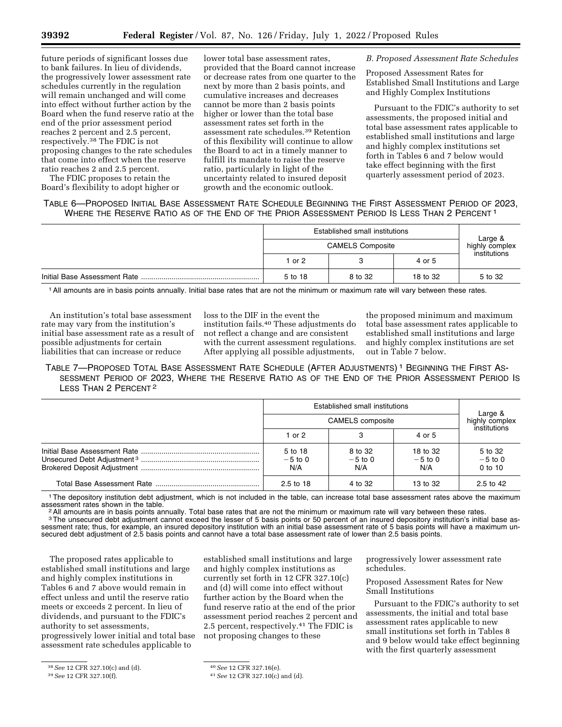future periods of significant losses due to bank failures. In lieu of dividends, the progressively lower assessment rate schedules currently in the regulation will remain unchanged and will come into effect without further action by the Board when the fund reserve ratio at the end of the prior assessment period reaches 2 percent and 2.5 percent, respectively.[38] The FDIC is not proposing changes to the rate schedules that come into effect when the reserve ratio reaches 2 and 2.5 percent.

The FDIC proposes to retain the Board's flexibility to adopt higher or lower total base assessment rates, provided that the Board cannot increase or decrease rates from one quarter to the next by more than 2 basis points, and cumulative increases and decreases cannot be more than 2 basis points higher or lower than the total base assessment rates set forth in the assessment rate schedules.[39] Retention of this flexibility will continue to allow the Board to act in a timely manner to fulfill its mandate to raise the reserve ratio, particularly in light of the uncertainty related to insured deposit growth and the economic outlook.

### *B. Proposed Assessment Rate Schedules*

Proposed Assessment Rates for Established Small Institutions and Large and Highly Complex Institutions

Pursuant to the FDIC's authority to set assessments, the proposed initial and total base assessment rates applicable to established small institutions and large and highly complex institutions set forth in Tables 6 and 7 below would take effect beginning with the first quarterly assessment period of 2023.

TABLE 6—PROPOSED INITIAL BASE ASSESSMENT RATE SCHEDULE BEGINNING THE FIRST ASSESSMENT PERIOD OF 2023, WHERE THE RESERVE RATIO AS OF THE END OF THE PRIOR ASSESSMENT PERIOD IS LESS THAN 2 PERCENT [1]

| | Established small institutions | | | Large & highly complex institutions |
|---|---|---|---|---|
| | CAMELS Composite | | | |
| | 1 or 2 | 3 | 4 or 5 | |
| Initial Base Assessment Rate | 5 to 18 | 8 to 32 | 18 to 32 | 5 to 32 |

[1] All amounts are in basis points annually. Initial base rates that are not the minimum or maximum rate will vary between these rates.

An institution's total base assessment rate may vary from the institution's initial base assessment rate as a result of possible adjustments for certain liabilities that can increase or reduce loss to the DIF in the event the institution fails.[40] These adjustments do not reflect a change and are consistent with the current assessment regulations. After applying all possible adjustments, the proposed minimum and maximum total base assessment rates applicable to established small institutions and large and highly complex institutions are set out in Table 7 below.

TABLE 7—PROPOSED TOTAL BASE ASSESSMENT RATE SCHEDULE (AFTER ADJUSTMENTS) [1] BEGINNING THE FIRST ASSESSMENT PERIOD OF 2023, WHERE THE RESERVE RATIO AS OF THE END OF THE PRIOR ASSESSMENT PERIOD IS LESS THAN 2 PERCENT [2]

| | Established small institutions | | | Large & highly complex institutions |
|---|---|---|---|---|
| | CAMELS composite | | | |
| | 1 or 2 | 3 | 4 or 5 | |
| Initial Base Assessment Rate | 5 to 18 | 8 to 32 | 18 to 32 | 5 to 32 |
| Unsecured Debt Adjustment [3] | −5 to 0 | −5 to 0 | −5 to 0 | −5 to 0 |
| Brokered Deposit Adjustment | N/A | N/A | N/A | 0 to 10 |
| Total Base Assessment Rate | 2.5 to 18 | 4 to 32 | 13 to 32 | 2.5 to 42 |

[1] The depository institution debt adjustment, which is not included in the table, can increase total base assessment rates above the maximum assessment rates shown in the table.

[2] All amounts are in basis points annually. Total base rates that are not the minimum or maximum rate will vary between these rates.

[3] The unsecured debt adjustment cannot exceed the lesser of 5 basis points or 50 percent of an insured depository institution's initial base assessment rate; thus, for example, an insured depository institution with an initial base assessment rate of 5 basis points will have a maximum unsecured debt adjustment of 2.5 basis points and cannot have a total base assessment rate of lower than 2.5 basis points.

The proposed rates applicable to established small institutions and large and highly complex institutions in Tables 6 and 7 above would remain in effect unless and until the reserve ratio meets or exceeds 2 percent. In lieu of dividends, and pursuant to the FDIC's authority to set assessments, progressively lower initial and total base assessment rate schedules applicable to established small institutions and large and highly complex institutions as currently set forth in 12 CFR 327.10(c) and (d) will come into effect without further action by the Board when the fund reserve ratio at the end of the prior assessment period reaches 2 percent and 2.5 percent, respectively.[41] The FDIC is not proposing changes to these progressively lower assessment rate schedules.

Proposed Assessment Rates for New Small Institutions

Pursuant to the FDIC's authority to set assessments, the initial and total base assessment rates applicable to new small institutions set forth in Tables 8 and 9 below would take effect beginning with the first quarterly assessment

[38] *See* 12 CFR 327.10(c) and (d).

[39] *See* 12 CFR 327.10(f).

[40] *See* 12 CFR 327.16(e).

[41] *See* 12 CFR 327.10(c) and (d).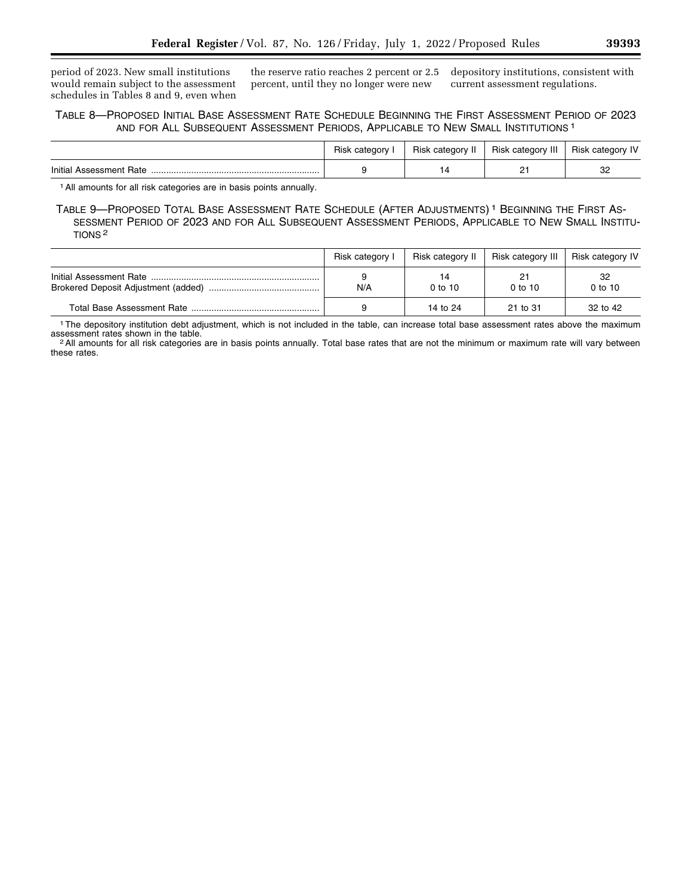period of 2023. New small institutions would remain subject to the assessment schedules in Tables 8 and 9, even when the reserve ratio reaches 2 percent or 2.5 percent, until they no longer were new depository institutions, consistent with current assessment regulations.

TABLE 8—PROPOSED INITIAL BASE ASSESSMENT RATE SCHEDULE BEGINNING THE FIRST ASSESSMENT PERIOD OF 2023 AND FOR ALL SUBSEQUENT ASSESSMENT PERIODS, APPLICABLE TO NEW SMALL INSTITUTIONS [1]

| | Risk category I | Risk category II | Risk category III | Risk category IV |
|---|---|---|---|---|
| Initial Assessment Rate | 9 | 14 | 21 | 32 |

[1] All amounts for all risk categories are in basis points annually.

TABLE 9—PROPOSED TOTAL BASE ASSESSMENT RATE SCHEDULE (AFTER ADJUSTMENTS) [1] BEGINNING THE FIRST ASSESSMENT PERIOD OF 2023 AND FOR ALL SUBSEQUENT ASSESSMENT PERIODS, APPLICABLE TO NEW SMALL INSTITUTIONS [2]

| | Risk category I | Risk category II | Risk category III | Risk category IV |
|---|---|---|---|---|
| Initial Assessment Rate | 9 | 14 | 21 | 32 |
| Brokered Deposit Adjustment (added) | N/A | 0 to 10 | 0 to 10 | 0 to 10 |
| Total Base Assessment Rate | 9 | 14 to 24 | 21 to 31 | 32 to 42 |

[1] The depository institution debt adjustment, which is not included in the table, can increase total base assessment rates above the maximum assessment rates shown in the table.

[2] All amounts for all risk categories are in basis points annually. Total base rates that are not the minimum or maximum rate will vary between these rates.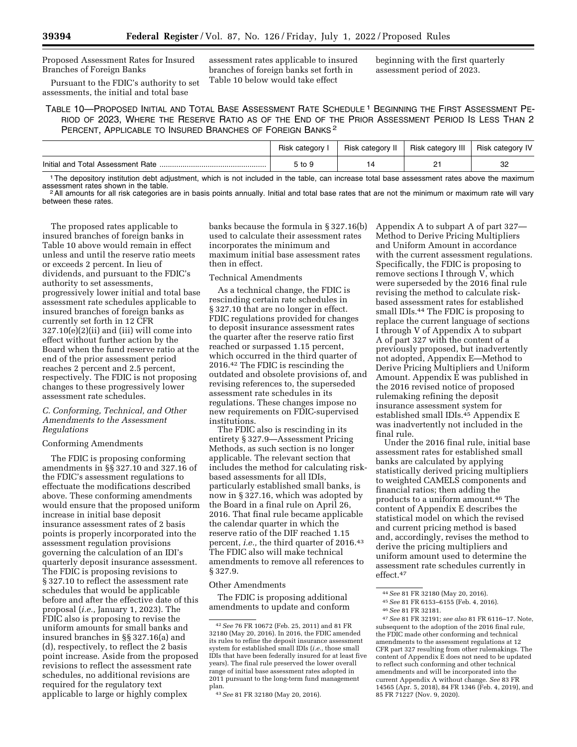Proposed Assessment Rates for Insured Branches of Foreign Banks

Pursuant to the FDIC's authority to set assessments, the initial and total base assessment rates applicable to insured branches of foreign banks set forth in Table 10 below would take effect beginning with the first quarterly assessment period of 2023.

TABLE 10—PROPOSED INITIAL AND TOTAL BASE ASSESSMENT RATE SCHEDULE [1] BEGINNING THE FIRST ASSESSMENT PERIOD OF 2023, WHERE THE RESERVE RATIO AS OF THE END OF THE PRIOR ASSESSMENT PERIOD IS LESS THAN 2 PERCENT, APPLICABLE TO INSURED BRANCHES OF FOREIGN BANKS [2]

| | Risk category I | Risk category II | Risk category III | Risk category IV |
|---|---|---|---|---|
| Initial and Total Assessment Rate | 5 to 9 | 14 | 21 | 32 |

[1] The depository institution debt adjustment, which is not included in the table, can increase total base assessment rates above the maximum assessment rates shown in the table.

[2] All amounts for all risk categories are in basis points annually. Initial and total base rates that are not the minimum or maximum rate will vary between these rates.

The proposed rates applicable to insured branches of foreign banks in Table 10 above would remain in effect unless and until the reserve ratio meets or exceeds 2 percent. In lieu of dividends, and pursuant to the FDIC's authority to set assessments, progressively lower initial and total base assessment rate schedules applicable to insured branches of foreign banks as currently set forth in 12 CFR 327.10(e)(2)(ii) and (iii) will come into effect without further action by the Board when the fund reserve ratio at the end of the prior assessment period reaches 2 percent and 2.5 percent, respectively. The FDIC is not proposing changes to these progressively lower assessment rate schedules.

### *C. Conforming, Technical, and Other Amendments to the Assessment Regulations*

Conforming Amendments

The FDIC is proposing conforming amendments in §§ 327.10 and 327.16 of the FDIC's assessment regulations to effectuate the modifications described above. These conforming amendments would ensure that the proposed uniform increase in initial base deposit insurance assessment rates of 2 basis points is properly incorporated into the assessment regulation provisions governing the calculation of an IDI's quarterly deposit insurance assessment. The FDIC is proposing revisions to § 327.10 to reflect the assessment rate schedules that would be applicable before and after the effective date of this proposal (*i.e.,* January 1, 2023). The FDIC also is proposing to revise the uniform amounts for small banks and insured branches in §§ 327.16(a) and (d), respectively, to reflect the 2 basis point increase. Aside from the proposed revisions to reflect the assessment rate schedules, no additional revisions are required for the regulatory text applicable to large or highly complex banks because the formula in § 327.16(b) used to calculate their assessment rates incorporates the minimum and maximum initial base assessment rates then in effect.

Technical Amendments

As a technical change, the FDIC is rescinding certain rate schedules in § 327.10 that are no longer in effect. FDIC regulations provided for changes to deposit insurance assessment rates the quarter after the reserve ratio first reached or surpassed 1.15 percent, which occurred in the third quarter of 2016.[42] The FDIC is rescinding the outdated and obsolete provisions of, and revising references to, the superseded assessment rate schedules in its regulations. These changes impose no new requirements on FDIC-supervised institutions.

The FDIC also is rescinding in its entirety § 327.9—Assessment Pricing Methods, as such section is no longer applicable. The relevant section that includes the method for calculating risk-based assessments for all IDIs, particularly established small banks, is now in § 327.16, which was adopted by the Board in a final rule on April 26, 2016. That final rule became applicable the calendar quarter in which the reserve ratio of the DIF reached 1.15 percent, *i.e.,* the third quarter of 2016.[43] The FDIC also will make technical amendments to remove all references to § 327.9.

Other Amendments

The FDIC is proposing additional amendments to update and conform Appendix A to subpart A of part 327—Method to Derive Pricing Multipliers and Uniform Amount in accordance with the current assessment regulations. Specifically, the FDIC is proposing to remove sections I through V, which were superseded by the 2016 final rule revising the method to calculate risk-based assessment rates for established small IDIs.[44] The FDIC is proposing to replace the current language of sections I through V of Appendix A to subpart A of part 327 with the content of a previously proposed, but inadvertently not adopted, Appendix E—Method to Derive Pricing Multipliers and Uniform Amount. Appendix E was published in the 2016 revised notice of proposed rulemaking refining the deposit insurance assessment system for established small IDIs.[45] Appendix E was inadvertently not included in the final rule.

Under the 2016 final rule, initial base assessment rates for established small banks are calculated by applying statistically derived pricing multipliers to weighted CAMELS components and financial ratios; then adding the products to a uniform amount.[46] The content of Appendix E describes the statistical model on which the revised and current pricing method is based and, accordingly, revises the method to derive the pricing multipliers and uniform amount used to determine the assessment rate schedules currently in effect.[47]

[42] *See* 76 FR 10672 (Feb. 25, 2011) and 81 FR 32180 (May 20, 2016). In 2016, the FDIC amended its rules to refine the deposit insurance assessment system for established small IDIs (*i.e.,* those small IDIs that have been federally insured for at least five years). The final rule preserved the lower overall range of initial base assessment rates adopted in 2011 pursuant to the long-term fund management plan.

[43] *See* 81 FR 32180 (May 20, 2016).

[44] *See* 81 FR 32180 (May 20, 2016).

[45] *See* 81 FR 6153–6155 (Feb. 4, 2016).

[46] *See* 81 FR 32181.

[47] *See* 81 FR 32191; *see also* 81 FR 6116–17. Note, subsequent to the adoption of the 2016 final rule, the FDIC made other conforming and technical amendments to the assessment regulations at 12 CFR part 327 resulting from other rulemakings. The content of Appendix E does not need to be updated to reflect such conforming and other technical amendments and will be incorporated into the current Appendix A without change. *See* 83 FR 14565 (Apr. 5, 2018), 84 FR 1346 (Feb. 4, 2019), and 85 FR 71227 (Nov. 9, 2020).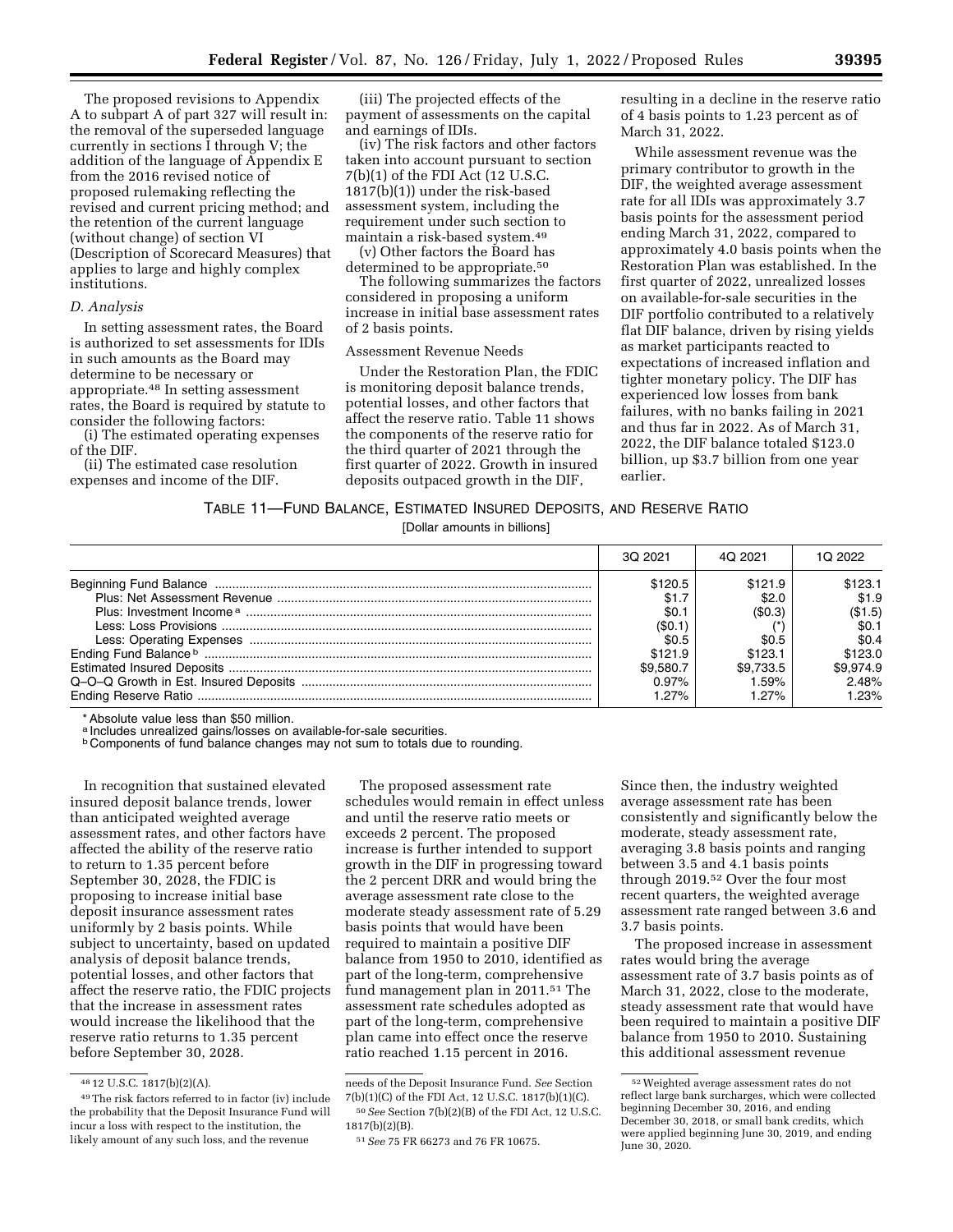The proposed revisions to Appendix A to subpart A of part 327 will result in: the removal of the superseded language currently in sections I through V; the addition of the language of Appendix E from the 2016 revised notice of proposed rulemaking reflecting the revised and current pricing method; and the retention of the current language (without change) of section VI (Description of Scorecard Measures) that applies to large and highly complex institutions.

### D. Analysis

In setting assessment rates, the Board is authorized to set assessments for IDIs in such amounts as the Board may determine to be necessary or appropriate.[48] In setting assessment rates, the Board is required by statute to consider the following factors:

(i) The estimated operating expenses of the DIF.

(ii) The estimated case resolution expenses and income of the DIF.

(iii) The projected effects of the payment of assessments on the capital and earnings of IDIs.

(iv) The risk factors and other factors taken into account pursuant to section 7(b)(1) of the FDI Act (12 U.S.C. 1817(b)(1)) under the risk-based assessment system, including the requirement under such section to maintain a risk-based system.[49]

(v) Other factors the Board has determined to be appropriate.[50]

The following summarizes the factors considered in proposing a uniform increase in initial base assessment rates of 2 basis points.

Assessment Revenue Needs

Under the Restoration Plan, the FDIC is monitoring deposit balance trends, potential losses, and other factors that affect the reserve ratio. Table 11 shows the components of the reserve ratio for the third quarter of 2021 through the first quarter of 2022. Growth in insured deposits outpaced growth in the DIF, resulting in a decline in the reserve ratio of 4 basis points to 1.23 percent as of March 31, 2022.

While assessment revenue was the primary contributor to growth in the DIF, the weighted average assessment rate for all IDIs was approximately 3.7 basis points for the assessment period ending March 31, 2022, compared to approximately 4.0 basis points when the Restoration Plan was established. In the first quarter of 2022, unrealized losses on available-for-sale securities in the DIF portfolio contributed to a relatively flat DIF balance, driven by rising yields as market participants reacted to expectations of increased inflation and tighter monetary policy. The DIF has experienced low losses from bank failures, with no banks failing in 2021 and thus far in 2022. As of March 31, 2022, the DIF balance totaled $123.0 billion, up $3.7 billion from one year earlier.

TABLE 11—FUND BALANCE, ESTIMATED INSURED DEPOSITS, AND RESERVE RATIO

[Dollar amounts in billions]

| | 3Q 2021 | 4Q 2021 | 1Q 2022 |
|---|---|---|---|
| Beginning Fund Balance | $120.5 | $121.9 | $123.1 |
| Plus: Net Assessment Revenue | $1.7 | $2.0 | $1.9 |
| Plus: Investment Income [a] | $0.1 | ($0.3) | ($1.5) |
| Less: Loss Provisions | ($0.1) | (*) | $0.1 |
| Less: Operating Expenses | $0.5 | $0.5 | $0.4 |
| Ending Fund Balance [b] | $121.9 | $123.1 | $123.0 |
| Estimated Insured Deposits | $9,580.7 | $9,733.5 | $9,974.9 |
| Q–O–Q Growth in Est. Insured Deposits | 0.97% | 1.59% | 2.48% |
| Ending Reserve Ratio | 1.27% | 1.27% | 1.23% |

* Absolute value less than $50 million.

[a] Includes unrealized gains/losses on available-for-sale securities.

[b] Components of fund balance changes may not sum to totals due to rounding.

In recognition that sustained elevated insured deposit balance trends, lower than anticipated weighted average assessment rates, and other factors have affected the ability of the reserve ratio to return to 1.35 percent before September 30, 2028, the FDIC is proposing to increase initial base deposit insurance assessment rates uniformly by 2 basis points. While subject to uncertainty, based on updated analysis of deposit balance trends, potential losses, and other factors that affect the reserve ratio, the FDIC projects that the increase in assessment rates would increase the likelihood that the reserve ratio returns to 1.35 percent before September 30, 2028.

The proposed assessment rate schedules would remain in effect unless and until the reserve ratio meets or exceeds 2 percent. The proposed increase is further intended to support growth in the DIF in progressing toward the 2 percent DRR and would bring the average assessment rate close to the moderate steady assessment rate of 5.29 basis points that would have been required to maintain a positive DIF balance from 1950 to 2010, identified as part of the long-term, comprehensive fund management plan in 2011.[51] The assessment rate schedules adopted as part of the long-term, comprehensive plan came into effect once the reserve ratio reached 1.15 percent in 2016. Since then, the industry weighted average assessment rate has been consistently and significantly below the moderate, steady assessment rate, averaging 3.8 basis points and ranging between 3.5 and 4.1 basis points through 2019.[52] Over the four most recent quarters, the weighted average assessment rate ranged between 3.6 and 3.7 basis points.

The proposed increase in assessment rates would bring the average assessment rate of 3.7 basis points as of March 31, 2022, close to the moderate, steady assessment rate that would have been required to maintain a positive DIF balance from 1950 to 2010. Sustaining this additional assessment revenue

---

[48] 12 U.S.C. 1817(b)(2)(A).

[49] The risk factors referred to in factor (iv) include the probability that the Deposit Insurance Fund will incur a loss with respect to the institution, the likely amount of any such loss, and the revenue needs of the Deposit Insurance Fund. *See* Section 7(b)(1)(C) of the FDI Act, 12 U.S.C. 1817(b)(1)(C).

[50] *See* Section 7(b)(2)(B) of the FDI Act, 12 U.S.C. 1817(b)(2)(B).

[51] *See* 75 FR 66273 and 76 FR 10675.

[52] Weighted average assessment rates do not reflect large bank surcharges, which were collected beginning December 30, 2016, and ending December 30, 2018, or small bank credits, which were applied beginning June 30, 2019, and ending June 30, 2020.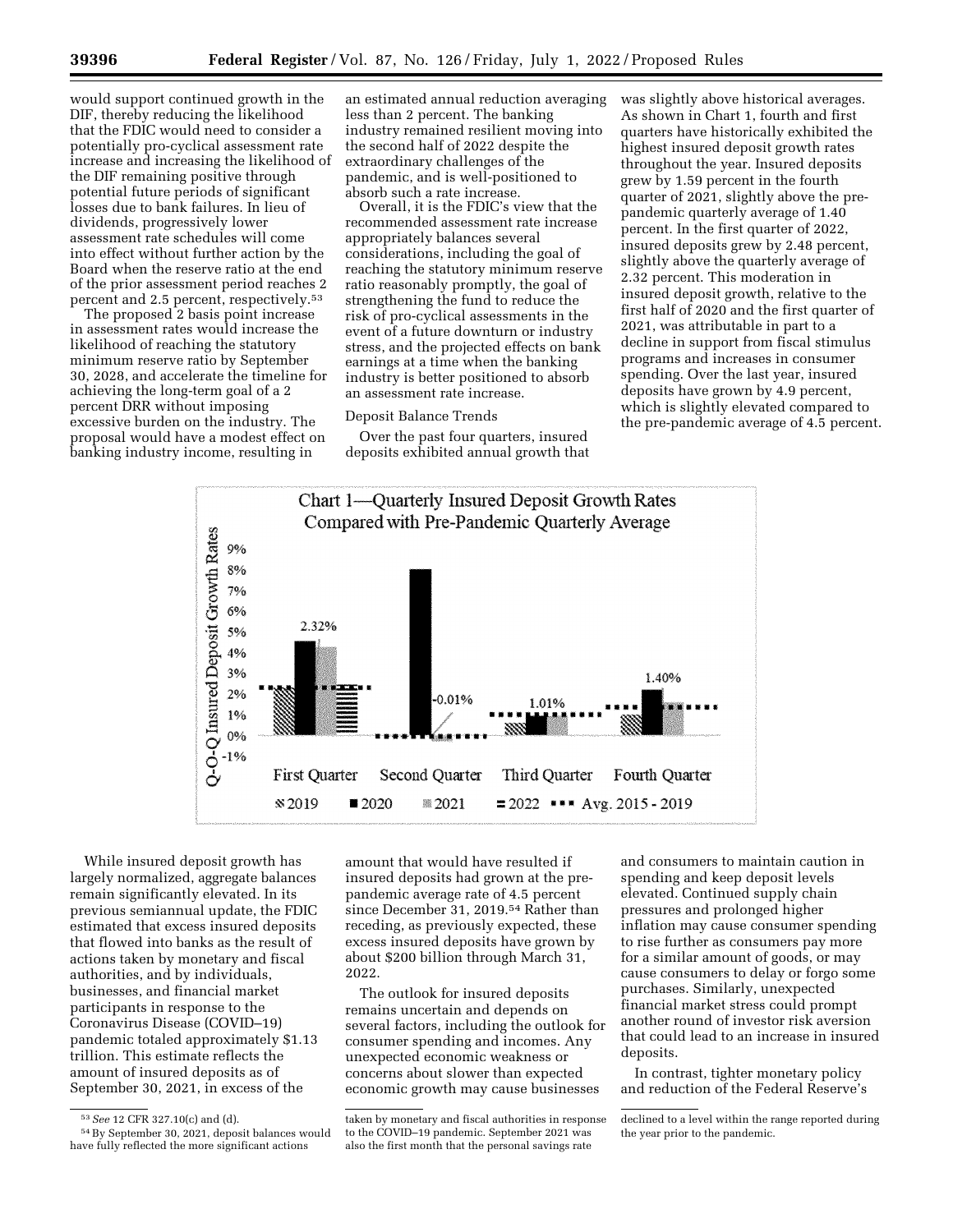would support continued growth in the DIF, thereby reducing the likelihood that the FDIC would need to consider a potentially pro-cyclical assessment rate increase and increasing the likelihood of the DIF remaining positive through potential future periods of significant losses due to bank failures. In lieu of dividends, progressively lower assessment rate schedules will come into effect without further action by the Board when the reserve ratio at the end of the prior assessment period reaches 2 percent and 2.5 percent, respectively.[53]

The proposed 2 basis point increase in assessment rates would increase the likelihood of reaching the statutory minimum reserve ratio by September 30, 2028, and accelerate the timeline for achieving the long-term goal of a 2 percent DRR without imposing excessive burden on the industry. The proposal would have a modest effect on banking industry income, resulting in an estimated annual reduction averaging less than 2 percent. The banking industry remained resilient moving into the second half of 2022 despite the extraordinary challenges of the pandemic, and is well-positioned to absorb such a rate increase.

Overall, it is the FDIC's view that the recommended assessment rate increase appropriately balances several considerations, including the goal of reaching the statutory minimum reserve ratio reasonably promptly, the goal of strengthening the fund to reduce the risk of pro-cyclical assessments in the event of a future downturn or industry stress, and the projected effects on bank earnings at a time when the banking industry is better positioned to absorb an assessment rate increase.

Deposit Balance Trends

Over the past four quarters, insured deposits exhibited annual growth that was slightly above historical averages. As shown in Chart 1, fourth and first quarters have historically exhibited the highest insured deposit growth rates throughout the year. Insured deposits grew by 1.59 percent in the fourth quarter of 2021, slightly above the pre-pandemic quarterly average of 1.40 percent. In the first quarter of 2022, insured deposits grew by 2.48 percent, slightly above the quarterly average of 2.32 percent. This moderation in insured deposit growth, relative to the first half of 2020 and the first quarter of 2021, was attributable in part to a decline in support from fiscal stimulus programs and increases in consumer spending. Over the last year, insured deposits have grown by 4.9 percent, which is slightly elevated compared to the pre-pandemic average of 4.5 percent.

Chart 1—Quarterly Insured Deposit Growth Rates Compared with Pre-Pandemic Quarterly Average

While insured deposit growth has largely normalized, aggregate balances remain significantly elevated. In its previous semiannual update, the FDIC estimated that excess insured deposits that flowed into banks as the result of actions taken by monetary and fiscal authorities, and by individuals, businesses, and financial market participants in response to the Coronavirus Disease (COVID–19) pandemic totaled approximately $1.13 trillion. This estimate reflects the amount of insured deposits as of September 30, 2021, in excess of the amount that would have resulted if insured deposits had grown at the pre-pandemic average rate of 4.5 percent since December 31, 2019.[54] Rather than receding, as previously expected, these excess insured deposits have grown by about $200 billion through March 31, 2022.

The outlook for insured deposits remains uncertain and depends on several factors, including the outlook for consumer spending and incomes. Any unexpected economic weakness or concerns about slower than expected economic growth may cause businesses and consumers to maintain caution in spending and keep deposit levels elevated. Continued supply chain pressures and prolonged higher inflation may cause consumer spending to rise further as consumers pay more for a similar amount of goods, or may cause consumers to delay or forgo some purchases. Similarly, unexpected financial market stress could prompt another round of investor risk aversion that could lead to an increase in insured deposits.

In contrast, tighter monetary policy and reduction of the Federal Reserve's

[53] *See* 12 CFR 327.10(c) and (d).

[54] By September 30, 2021, deposit balances would have fully reflected the more significant actions taken by monetary and fiscal authorities in response to the COVID–19 pandemic. September 2021 was also the first month that the personal savings rate declined to a level within the range reported during the year prior to the pandemic.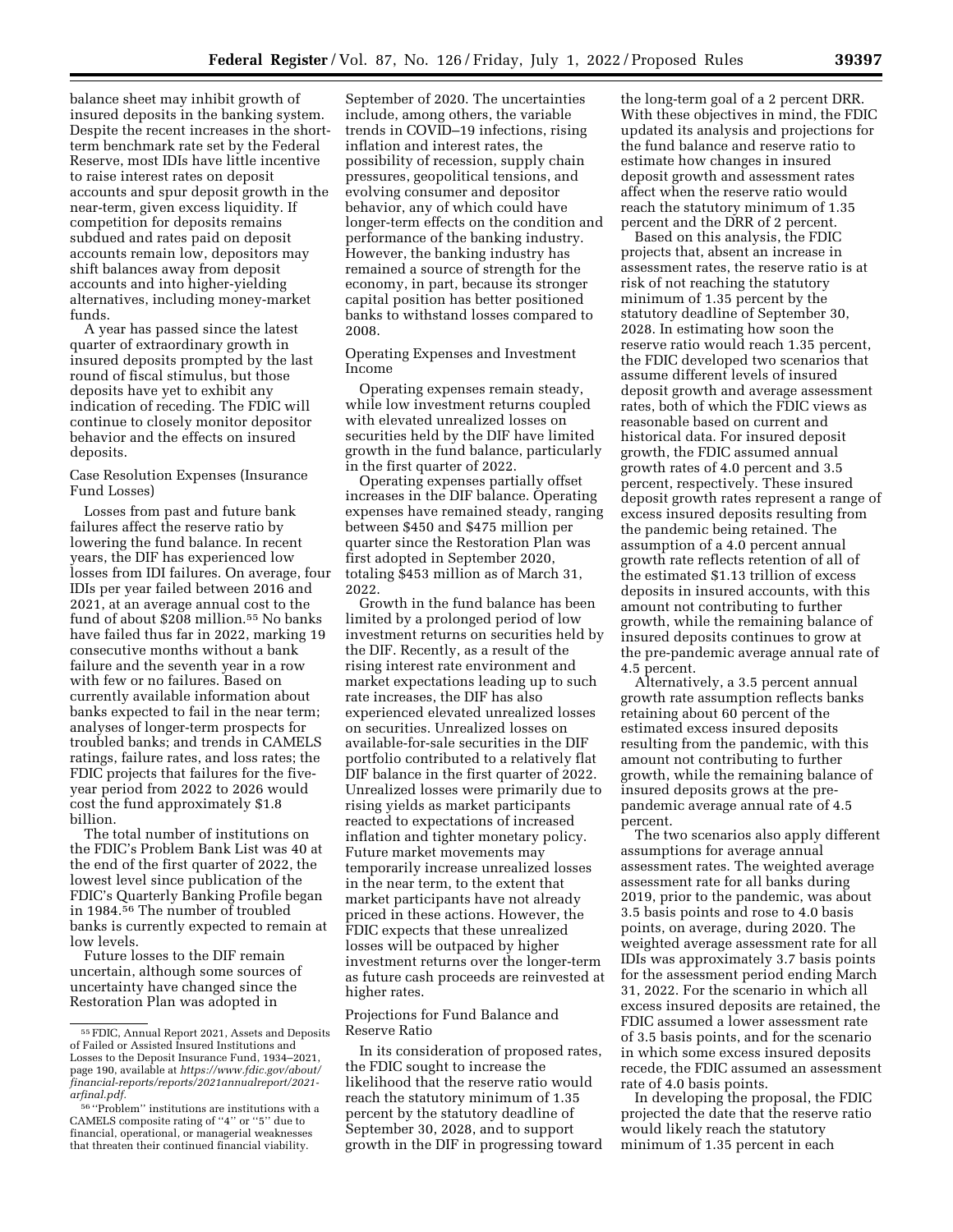balance sheet may inhibit growth of insured deposits in the banking system. Despite the recent increases in the short-term benchmark rate set by the Federal Reserve, most IDIs have little incentive to raise interest rates on deposit accounts and spur deposit growth in the near-term, given excess liquidity. If competition for deposits remains subdued and rates paid on deposit accounts remain low, depositors may shift balances away from deposit accounts and into higher-yielding alternatives, including money-market funds.

A year has passed since the latest quarter of extraordinary growth in insured deposits prompted by the last round of fiscal stimulus, but those deposits have yet to exhibit any indication of receding. The FDIC will continue to closely monitor depositor behavior and the effects on insured deposits.

Case Resolution Expenses (Insurance Fund Losses)

Losses from past and future bank failures affect the reserve ratio by lowering the fund balance. In recent years, the DIF has experienced low losses from IDI failures. On average, four IDIs per year failed between 2016 and 2021, at an average annual cost to the fund of about $208 million.[55] No banks have failed thus far in 2022, marking 19 consecutive months without a bank failure and the seventh year in a row with few or no failures. Based on currently available information about banks expected to fail in the near term; analyses of longer-term prospects for troubled banks; and trends in CAMELS ratings, failure rates, and loss rates; the FDIC projects that failures for the five-year period from 2022 to 2026 would cost the fund approximately $1.8 billion.

The total number of institutions on the FDIC's Problem Bank List was 40 at the end of the first quarter of 2022, the lowest level since publication of the FDIC's Quarterly Banking Profile began in 1984.[56] The number of troubled banks is currently expected to remain at low levels.

Future losses to the DIF remain uncertain, although some sources of uncertainty have changed since the Restoration Plan was adopted in September of 2020. The uncertainties include, among others, the variable trends in COVID–19 infections, rising inflation and interest rates, the possibility of recession, supply chain pressures, geopolitical tensions, and evolving consumer and depositor behavior, any of which could have longer-term effects on the condition and performance of the banking industry. However, the banking industry has remained a source of strength for the economy, in part, because its stronger capital position has better positioned banks to withstand losses compared to 2008.

Operating Expenses and Investment Income

Operating expenses remain steady, while low investment returns coupled with elevated unrealized losses on securities held by the DIF have limited growth in the fund balance, particularly in the first quarter of 2022.

Operating expenses partially offset increases in the DIF balance. Operating expenses have remained steady, ranging between $450 and $475 million per quarter since the Restoration Plan was first adopted in September 2020, totaling $453 million as of March 31, 2022.

Growth in the fund balance has been limited by a prolonged period of low investment returns on securities held by the DIF. Recently, as a result of the rising interest rate environment and market expectations leading up to such rate increases, the DIF has also experienced elevated unrealized losses on securities. Unrealized losses on available-for-sale securities in the DIF portfolio contributed to a relatively flat DIF balance in the first quarter of 2022. Unrealized losses were primarily due to rising yields as market participants reacted to expectations of increased inflation and tighter monetary policy. Future market movements may temporarily increase unrealized losses in the near term, to the extent that market participants have not already priced in these actions. However, the FDIC expects that these unrealized losses will be outpaced by higher investment returns over the longer-term as future cash proceeds are reinvested at higher rates.

Projections for Fund Balance and Reserve Ratio

In its consideration of proposed rates, the FDIC sought to increase the likelihood that the reserve ratio would reach the statutory minimum of 1.35 percent by the statutory deadline of September 30, 2028, and to support growth in the DIF in progressing toward the long-term goal of a 2 percent DRR. With these objectives in mind, the FDIC updated its analysis and projections for the fund balance and reserve ratio to estimate how changes in insured deposit growth and assessment rates affect when the reserve ratio would reach the statutory minimum of 1.35 percent and the DRR of 2 percent.

Based on this analysis, the FDIC projects that, absent an increase in assessment rates, the reserve ratio is at risk of not reaching the statutory minimum of 1.35 percent by the statutory deadline of September 30, 2028. In estimating how soon the reserve ratio would reach 1.35 percent, the FDIC developed two scenarios that assume different levels of insured deposit growth and average assessment rates, both of which the FDIC views as reasonable based on current and historical data. For insured deposit growth, the FDIC assumed annual growth rates of 4.0 percent and 3.5 percent, respectively. These insured deposit growth rates represent a range of excess insured deposits resulting from the pandemic being retained. The assumption of a 4.0 percent annual growth rate reflects retention of all of the estimated $1.13 trillion of excess deposits in insured accounts, with this amount not contributing to further growth, while the remaining balance of insured deposits continues to grow at the pre-pandemic average annual rate of 4.5 percent.

Alternatively, a 3.5 percent annual growth rate assumption reflects banks retaining about 60 percent of the estimated excess insured deposits resulting from the pandemic, with this amount not contributing to further growth, while the remaining balance of insured deposits grows at the pre-pandemic average annual rate of 4.5 percent.

The two scenarios also apply different assumptions for average annual assessment rates. The weighted average assessment rate for all banks during 2019, prior to the pandemic, was about 3.5 basis points and rose to 4.0 basis points, on average, during 2020. The weighted average assessment rate for all IDIs was approximately 3.7 basis points for the assessment period ending March 31, 2022. For the scenario in which all excess insured deposits are retained, the FDIC assumed a lower assessment rate of 3.5 basis points, and for the scenario in which some excess insured deposits recede, the FDIC assumed an assessment rate of 4.0 basis points.

In developing the proposal, the FDIC projected the date that the reserve ratio would likely reach the statutory minimum of 1.35 percent in each

---

[55] FDIC, Annual Report 2021, Assets and Deposits of Failed or Assisted Insured Institutions and Losses to the Deposit Insurance Fund, 1934–2021, page 190, available at *https://www.fdic.gov/about/financial-reports/reports/2021annualreport/2021-arfinal.pdf*.

[56] "Problem" institutions are institutions with a CAMELS composite rating of "4" or "5" due to financial, operational, or managerial weaknesses that threaten their continued financial viability.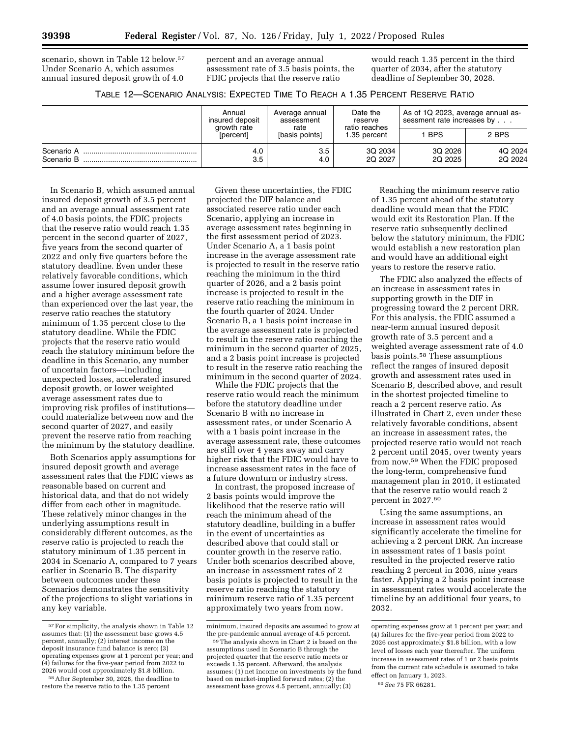scenario, shown in Table 12 below.[57] Under Scenario A, which assumes annual insured deposit growth of 4.0 percent and an average annual assessment rate of 3.5 basis points, the FDIC projects that the reserve ratio would reach 1.35 percent in the third quarter of 2034, after the statutory deadline of September 30, 2028.

TABLE 12—SCENARIO ANALYSIS: EXPECTED TIME TO REACH A 1.35 PERCENT RESERVE RATIO

| | Annual insured deposit growth rate [percent] | Average annual assessment rate [basis points] | Date the reserve ratio reaches 1.35 percent | As of 1Q 2023, average annual assessment rate increases by . . . | |
|---|---|---|---|---|---|
| | | | | 1 BPS | 2 BPS |
| Scenario A | 4.0 | 3.5 | 3Q 2034 | 3Q 2026 | 4Q 2024 |
| Scenario B | 3.5 | 4.0 | 2Q 2027 | 2Q 2025 | 2Q 2024 |

In Scenario B, which assumed annual insured deposit growth of 3.5 percent and an average annual assessment rate of 4.0 basis points, the FDIC projects that the reserve ratio would reach 1.35 percent in the second quarter of 2027, five years from the second quarter of 2022 and only five quarters before the statutory deadline. Even under these relatively favorable conditions, which assume lower insured deposit growth and a higher average assessment rate than experienced over the last year, the reserve ratio reaches the statutory minimum of 1.35 percent close to the statutory deadline. While the FDIC projects that the reserve ratio would reach the statutory minimum before the deadline in this Scenario, any number of uncertain factors—including unexpected losses, accelerated insured deposit growth, or lower weighted average assessment rates due to improving risk profiles of institutions—could materialize between now and the second quarter of 2027, and easily prevent the reserve ratio from reaching the minimum by the statutory deadline.

Both Scenarios apply assumptions for insured deposit growth and average assessment rates that the FDIC views as reasonable based on current and historical data, and that do not widely differ from each other in magnitude. These relatively minor changes in the underlying assumptions result in considerably different outcomes, as the reserve ratio is projected to reach the statutory minimum of 1.35 percent in 2034 in Scenario A, compared to 7 years earlier in Scenario B. The disparity between outcomes under these Scenarios demonstrates the sensitivity of the projections to slight variations in any key variable.

Given these uncertainties, the FDIC projected the DIF balance and associated reserve ratio under each Scenario, applying an increase in average assessment rates beginning in the first assessment period of 2023. Under Scenario A, a 1 basis point increase in the average assessment rate is projected to result in the reserve ratio reaching the minimum in the third quarter of 2026, and a 2 basis point increase is projected to result in the reserve ratio reaching the minimum in the fourth quarter of 2024. Under Scenario B, a 1 basis point increase in the average assessment rate is projected to result in the reserve ratio reaching the minimum in the second quarter of 2025, and a 2 basis point increase is projected to result in the reserve ratio reaching the minimum in the second quarter of 2024.

While the FDIC projects that the reserve ratio would reach the minimum before the statutory deadline under Scenario B with no increase in assessment rates, or under Scenario A with a 1 basis point increase in the average assessment rate, these outcomes are still over 4 years away and carry higher risk that the FDIC would have to increase assessment rates in the face of a future downturn or industry stress.

In contrast, the proposed increase of 2 basis points would improve the likelihood that the reserve ratio will reach the minimum ahead of the statutory deadline, building in a buffer in the event of uncertainties as described above that could stall or counter growth in the reserve ratio. Under both scenarios described above, an increase in assessment rates of 2 basis points is projected to result in the reserve ratio reaching the statutory minimum reserve ratio of 1.35 percent approximately two years from now.

Reaching the minimum reserve ratio of 1.35 percent ahead of the statutory deadline would mean that the FDIC would exit its Restoration Plan. If the reserve ratio subsequently declined below the statutory minimum, the FDIC would establish a new restoration plan and would have an additional eight years to restore the reserve ratio.

The FDIC also analyzed the effects of an increase in assessment rates in supporting growth in the DIF in progressing toward the 2 percent DRR. For this analysis, the FDIC assumed a near-term annual insured deposit growth rate of 3.5 percent and a weighted average assessment rate of 4.0 basis points.[58] These assumptions reflect the ranges of insured deposit growth and assessment rates used in Scenario B, described above, and result in the shortest projected timeline to reach a 2 percent reserve ratio. As illustrated in Chart 2, even under these relatively favorable conditions, absent an increase in assessment rates, the projected reserve ratio would not reach 2 percent until 2045, over twenty years from now.[59] When the FDIC proposed the long-term, comprehensive fund management plan in 2010, it estimated that the reserve ratio would reach 2 percent in 2027.[60]

Using the same assumptions, an increase in assessment rates would significantly accelerate the timeline for achieving a 2 percent DRR. An increase in assessment rates of 1 basis point resulted in the projected reserve ratio reaching 2 percent in 2036, nine years faster. Applying a 2 basis point increase in assessment rates would accelerate the timeline by an additional four years, to 2032.

---

[57] For simplicity, the analysis shown in Table 12 assumes that: (1) the assessment base grows 4.5 percent, annually; (2) interest income on the deposit insurance fund balance is zero; (3) operating expenses grow at 1 percent per year; and (4) failures for the five-year period from 2022 to 2026 would cost approximately $1.8 billion.

[58] After September 30, 2028, the deadline to restore the reserve ratio to the 1.35 percent minimum, insured deposits are assumed to grow at the pre-pandemic annual average of 4.5 percent.

[59] The analysis shown in Chart 2 is based on the assumptions used in Scenario B through the projected quarter that the reserve ratio meets or exceeds 1.35 percent. Afterward, the analysis assumes: (1) net income on investments by the fund based on market-implied forward rates; (2) the assessment base grows 4.5 percent, annually; (3) operating expenses grow at 1 percent per year; and (4) failures for the five-year period from 2022 to 2026 cost approximately $1.8 billion, with a low level of losses each year thereafter. The uniform increase in assessment rates of 1 or 2 basis points from the current rate schedule is assumed to take effect on January 1, 2023.

[60] *See* 75 FR 66281.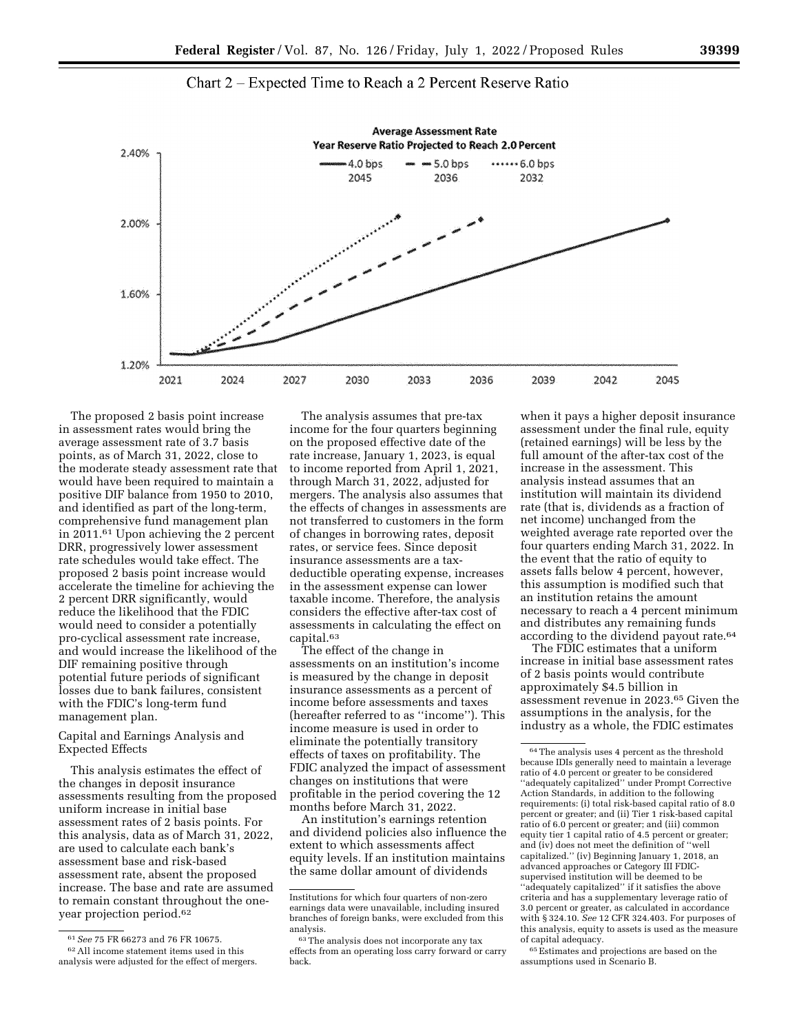Chart 2 – Expected Time to Reach a 2 Percent Reserve Ratio

The proposed 2 basis point increase in assessment rates would bring the average assessment rate of 3.7 basis points, as of March 31, 2022, close to the moderate steady assessment rate that would have been required to maintain a positive DIF balance from 1950 to 2010, and identified as part of the long-term, comprehensive fund management plan in 2011.[61] Upon achieving the 2 percent DRR, progressively lower assessment rate schedules would take effect. The proposed 2 basis point increase would accelerate the timeline for achieving the 2 percent DRR significantly, would reduce the likelihood that the FDIC would need to consider a potentially pro-cyclical assessment rate increase, and would increase the likelihood of the DIF remaining positive through potential future periods of significant losses due to bank failures, consistent with the FDIC's long-term fund management plan.

Capital and Earnings Analysis and Expected Effects

This analysis estimates the effect of the changes in deposit insurance assessments resulting from the proposed uniform increase in initial base assessment rates of 2 basis points. For this analysis, data as of March 31, 2022, are used to calculate each bank's assessment base and risk-based assessment rate, absent the proposed increase. The base and rate are assumed to remain constant throughout the one-year projection period.[62]

The analysis assumes that pre-tax income for the four quarters beginning on the proposed effective date of the rate increase, January 1, 2023, is equal to income reported from April 1, 2021, through March 31, 2022, adjusted for mergers. The analysis also assumes that the effects of changes in assessments are not transferred to customers in the form of changes in borrowing rates, deposit rates, or service fees. Since deposit insurance assessments are a tax-deductible operating expense, increases in the assessment expense can lower taxable income. Therefore, the analysis considers the effective after-tax cost of assessments in calculating the effect on capital.[63]

The effect of the change in assessments on an institution's income is measured by the change in deposit insurance assessments as a percent of income before assessments and taxes (hereafter referred to as "income"). This income measure is used in order to eliminate the potentially transitory effects of taxes on profitability. The FDIC analyzed the impact of assessment changes on institutions that were profitable in the period covering the 12 months before March 31, 2022.

An institution's earnings retention and dividend policies also influence the extent to which assessments affect equity levels. If an institution maintains the same dollar amount of dividends when it pays a higher deposit insurance assessment under the final rule, equity (retained earnings) will be less by the full amount of the after-tax cost of the increase in the assessment. This analysis instead assumes that an institution will maintain its dividend rate (that is, dividends as a fraction of net income) unchanged from the weighted average rate reported over the four quarters ending March 31, 2022. In the event that the ratio of equity to assets falls below 4 percent, however, this assumption is modified such that an institution retains the amount necessary to reach a 4 percent minimum and distributes any remaining funds according to the dividend payout rate.[64]

The FDIC estimates that a uniform increase in initial base assessment rates of 2 basis points would contribute approximately $4.5 billion in assessment revenue in 2023.[65] Given the assumptions in the analysis, for the industry as a whole, the FDIC estimates

[61] *See* 75 FR 66273 and 76 FR 10675.

[62] All income statement items used in this analysis were adjusted for the effect of mergers. Institutions for which four quarters of non-zero earnings data were unavailable, including insured branches of foreign banks, were excluded from this analysis.

[63] The analysis does not incorporate any tax effects from an operating loss carry forward or carry back.

[64] The analysis uses 4 percent as the threshold because IDIs generally need to maintain a leverage ratio of 4.0 percent or greater to be considered "adequately capitalized" under Prompt Corrective Action Standards, in addition to the following requirements: (i) total risk-based capital ratio of 8.0 percent or greater; and (ii) Tier 1 risk-based capital ratio of 6.0 percent or greater; and (iii) common equity tier 1 capital ratio of 4.5 percent or greater; and (iv) does not meet the definition of "well capitalized." (iv) Beginning January 1, 2018, an advanced approaches or Category III FDIC-supervised institution will be deemed to be "adequately capitalized" if it satisfies the above criteria and has a supplementary leverage ratio of 3.0 percent or greater, as calculated in accordance with § 324.10. *See* 12 CFR 324.403. For purposes of this analysis, equity to assets is used as the measure of capital adequacy.

[65] Estimates and projections are based on the assumptions used in Scenario B.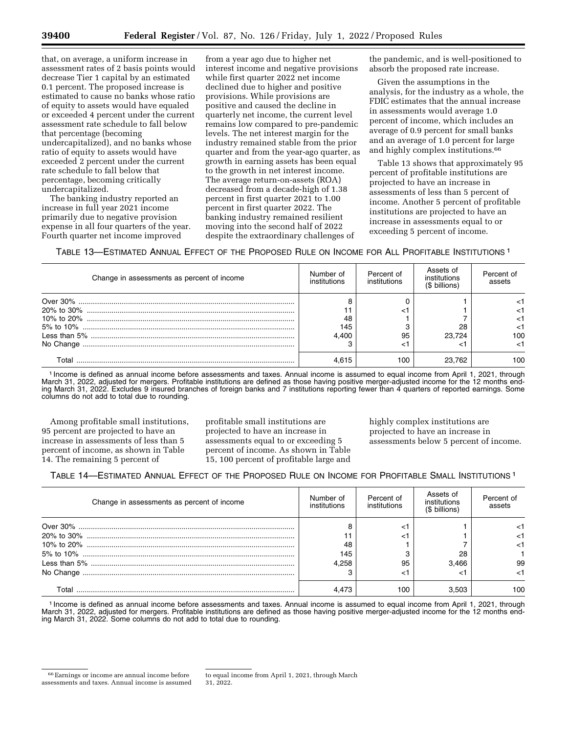that, on average, a uniform increase in assessment rates of 2 basis points would decrease Tier 1 capital by an estimated 0.1 percent. The proposed increase is estimated to cause no banks whose ratio of equity to assets would have equaled or exceeded 4 percent under the current assessment rate schedule to fall below that percentage (becoming undercapitalized), and no banks whose ratio of equity to assets would have exceeded 2 percent under the current rate schedule to fall below that percentage, becoming critically undercapitalized.

The banking industry reported an increase in full year 2021 income primarily due to negative provision expense in all four quarters of the year. Fourth quarter net income improved from a year ago due to higher net interest income and negative provisions while first quarter 2022 net income declined due to higher and positive provisions. While provisions are positive and caused the decline in quarterly net income, the current level remains low compared to pre-pandemic levels. The net interest margin for the industry remained stable from the prior quarter and from the year-ago quarter, as growth in earning assets has been equal to the growth in net interest income. The average return-on-assets (ROA) decreased from a decade-high of 1.38 percent in first quarter 2021 to 1.00 percent in first quarter 2022. The banking industry remained resilient moving into the second half of 2022 despite the extraordinary challenges of the pandemic, and is well-positioned to absorb the proposed rate increase.

Given the assumptions in the analysis, for the industry as a whole, the FDIC estimates that the annual increase in assessments would average 1.0 percent of income, which includes an average of 0.9 percent for small banks and an average of 1.0 percent for large and highly complex institutions.[66]

Table 13 shows that approximately 95 percent of profitable institutions are projected to have an increase in assessments of less than 5 percent of income. Another 5 percent of profitable institutions are projected to have an increase in assessments equal to or exceeding 5 percent of income.

TABLE 13—ESTIMATED ANNUAL EFFECT OF THE PROPOSED RULE ON INCOME FOR ALL PROFITABLE INSTITUTIONS [1]

| Change in assessments as percent of income | Number of institutions | Percent of institutions | Assets of institutions ($ billions) | Percent of assets |
|---|---|---|---|---|
| Over 30% | 8 | 0 | 1 | <1 |
| 20% to 30% | 11 | <1 | 1 | <1 |
| 10% to 20% | 48 | 1 | 7 | <1 |
| 5% to 10% | 145 | 3 | 28 | <1 |
| Less than 5% | 4,400 | 95 | 23,724 | 100 |
| No Change | 3 | <1 | <1 | <1 |
| Total | 4,615 | 100 | 23,762 | 100 |

[1] Income is defined as annual income before assessments and taxes. Annual income is assumed to equal income from April 1, 2021, through March 31, 2022, adjusted for mergers. Profitable institutions are defined as those having positive merger-adjusted income for the 12 months ending March 31, 2022. Excludes 9 insured branches of foreign banks and 7 institutions reporting fewer than 4 quarters of reported earnings. Some columns do not add to total due to rounding.

Among profitable small institutions, 95 percent are projected to have an increase in assessments of less than 5 percent of income, as shown in Table 14. The remaining 5 percent of profitable small institutions are projected to have an increase in assessments equal to or exceeding 5 percent of income. As shown in Table 15, 100 percent of profitable large and highly complex institutions are projected to have an increase in assessments below 5 percent of income.

TABLE 14—ESTIMATED ANNUAL EFFECT OF THE PROPOSED RULE ON INCOME FOR PROFITABLE SMALL INSTITUTIONS [1]

| Change in assessments as percent of income | Number of institutions | Percent of institutions | Assets of institutions ($ billions) | Percent of assets |
|---|---|---|---|---|
| Over 30% | 8 | <1 | 1 | <1 |
| 20% to 30% | 11 | <1 | 1 | <1 |
| 10% to 20% | 48 | 1 | 7 | <1 |
| 5% to 10% | 145 | 3 | 28 | 1 |
| Less than 5% | 4,258 | 95 | 3,466 | 99 |
| No Change | 3 | <1 | <1 | <1 |
| Total | 4,473 | 100 | 3,503 | 100 |

[1] Income is defined as annual income before assessments and taxes. Annual income is assumed to equal income from April 1, 2021, through March 31, 2022, adjusted for mergers. Profitable institutions are defined as those having positive merger-adjusted income for the 12 months ending March 31, 2022. Some columns do not add to total due to rounding.

[66] Earnings or income are annual income before assessments and taxes. Annual income is assumed to equal income from April 1, 2021, through March 31, 2022.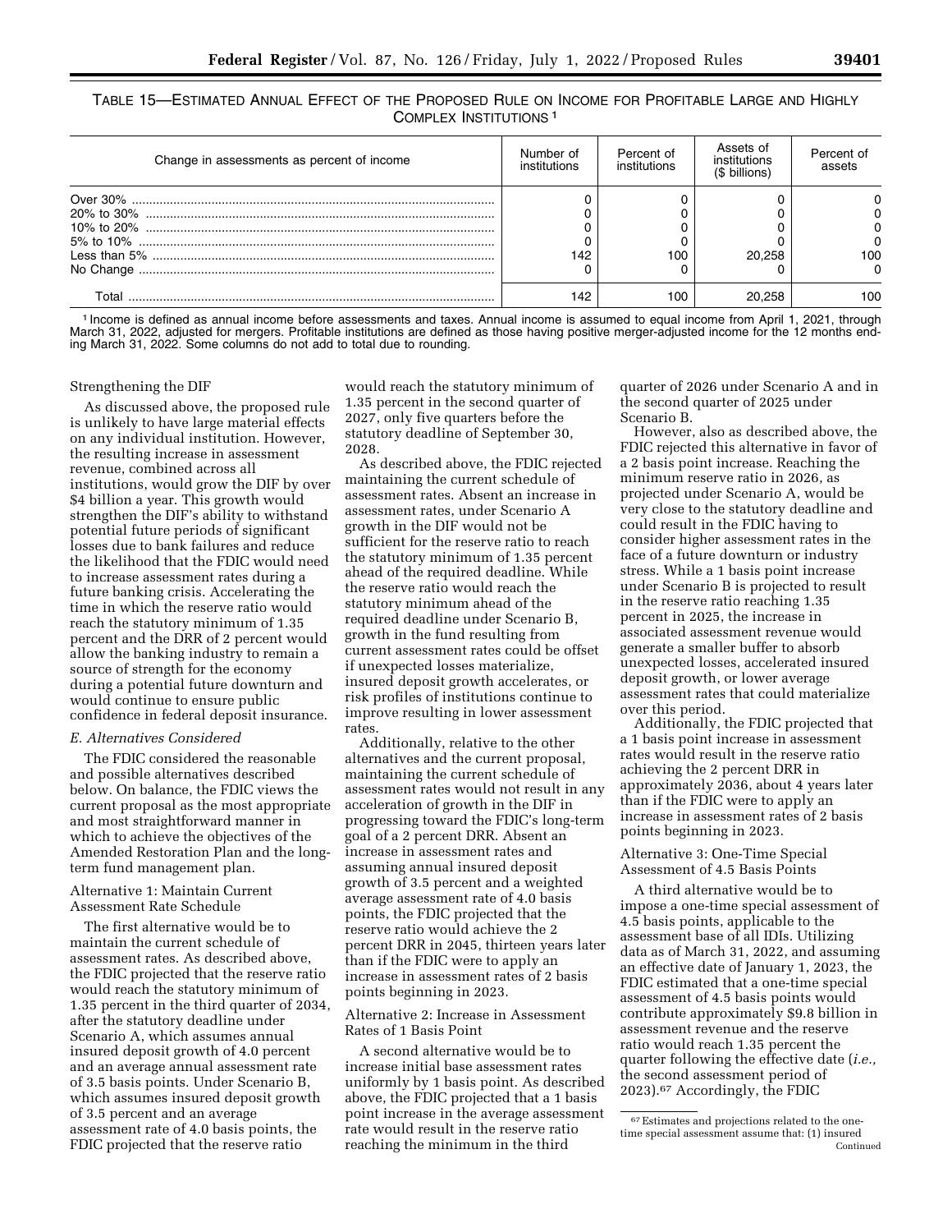TABLE 15—ESTIMATED ANNUAL EFFECT OF THE PROPOSED RULE ON INCOME FOR PROFITABLE LARGE AND HIGHLY COMPLEX INSTITUTIONS [1]

| Change in assessments as percent of income | Number of institutions | Percent of institutions | Assets of institutions ($ billions) | Percent of assets |
|---|---|---|---|---|
| Over 30% | 0 | 0 | 0 | 0 |
| 20% to 30% | 0 | 0 | 0 | 0 |
| 10% to 20% | 0 | 0 | 0 | 0 |
| 5% to 10% | 0 | 0 | 0 | 0 |
| Less than 5% | 142 | 100 | 20,258 | 100 |
| No Change | 0 | 0 | 0 | 0 |
| Total | 142 | 100 | 20,258 | 100 |

[1] Income is defined as annual income before assessments and taxes. Annual income is assumed to equal income from April 1, 2021, through March 31, 2022, adjusted for mergers. Profitable institutions are defined as those having positive merger-adjusted income for the 12 months ending March 31, 2022. Some columns do not add to total due to rounding.

Strengthening the DIF

As discussed above, the proposed rule is unlikely to have large material effects on any individual institution. However, the resulting increase in assessment revenue, combined across all institutions, would grow the DIF by over $4 billion a year. This growth would strengthen the DIF's ability to withstand potential future periods of significant losses due to bank failures and reduce the likelihood that the FDIC would need to increase assessment rates during a future banking crisis. Accelerating the time in which the reserve ratio would reach the statutory minimum of 1.35 percent and the DRR of 2 percent would allow the banking industry to remain a source of strength for the economy during a potential future downturn and would continue to ensure public confidence in federal deposit insurance.

### E. Alternatives Considered

The FDIC considered the reasonable and possible alternatives described below. On balance, the FDIC views the current proposal as the most appropriate and most straightforward manner in which to achieve the objectives of the Amended Restoration Plan and the long-term fund management plan.

Alternative 1: Maintain Current Assessment Rate Schedule

The first alternative would be to maintain the current schedule of assessment rates. As described above, the FDIC projected that the reserve ratio would reach the statutory minimum of 1.35 percent in the third quarter of 2034, after the statutory deadline under Scenario A, which assumes annual insured deposit growth of 4.0 percent and an average annual assessment rate of 3.5 basis points. Under Scenario B, which assumes insured deposit growth of 3.5 percent and an average assessment rate of 4.0 basis points, the FDIC projected that the reserve ratio would reach the statutory minimum of 1.35 percent in the second quarter of 2027, only five quarters before the statutory deadline of September 30, 2028.

As described above, the FDIC rejected maintaining the current schedule of assessment rates. Absent an increase in assessment rates, under Scenario A growth in the DIF would not be sufficient for the reserve ratio to reach the statutory minimum of 1.35 percent ahead of the required deadline. While the reserve ratio would reach the statutory minimum ahead of the required deadline under Scenario B, growth in the fund resulting from current assessment rates could be offset if unexpected losses materialize, insured deposit growth accelerates, or risk profiles of institutions continue to improve resulting in lower assessment rates.

Additionally, relative to the other alternatives and the current proposal, maintaining the current schedule of assessment rates would not result in any acceleration of growth in the DIF in progressing toward the FDIC's long-term goal of a 2 percent DRR. Absent an increase in assessment rates and assuming annual insured deposit growth of 3.5 percent and a weighted average assessment rate of 4.0 basis points, the FDIC projected that the reserve ratio would achieve the 2 percent DRR in 2045, thirteen years later than if the FDIC were to apply an increase in assessment rates of 2 basis points beginning in 2023.

Alternative 2: Increase in Assessment Rates of 1 Basis Point

A second alternative would be to increase initial base assessment rates uniformly by 1 basis point. As described above, the FDIC projected that a 1 basis point increase in the average assessment rate would result in the reserve ratio reaching the minimum in the third quarter of 2026 under Scenario A and in the second quarter of 2025 under Scenario B.

However, also as described above, the FDIC rejected this alternative in favor of a 2 basis point increase. Reaching the minimum reserve ratio in 2026, as projected under Scenario A, would be very close to the statutory deadline and could result in the FDIC having to consider higher assessment rates in the face of a future downturn or industry stress. While a 1 basis point increase under Scenario B is projected to result in the reserve ratio reaching 1.35 percent in 2025, the increase in associated assessment revenue would generate a smaller buffer to absorb unexpected losses, accelerated insured deposit growth, or lower average assessment rates that could materialize over this period.

Additionally, the FDIC projected that a 1 basis point increase in assessment rates would result in the reserve ratio achieving the 2 percent DRR in approximately 2036, about 4 years later than if the FDIC were to apply an increase in assessment rates of 2 basis points beginning in 2023.

Alternative 3: One-Time Special Assessment of 4.5 Basis Points

A third alternative would be to impose a one-time special assessment of 4.5 basis points, applicable to the assessment base of all IDIs. Utilizing data as of March 31, 2022, and assuming an effective date of January 1, 2023, the FDIC estimated that a one-time special assessment of 4.5 basis points would contribute approximately $9.8 billion in assessment revenue and the reserve ratio would reach 1.35 percent the quarter following the effective date (*i.e.,* the second assessment period of 2023).[67] Accordingly, the FDIC

[67] Estimates and projections related to the one-time special assessment assume that: (1) insured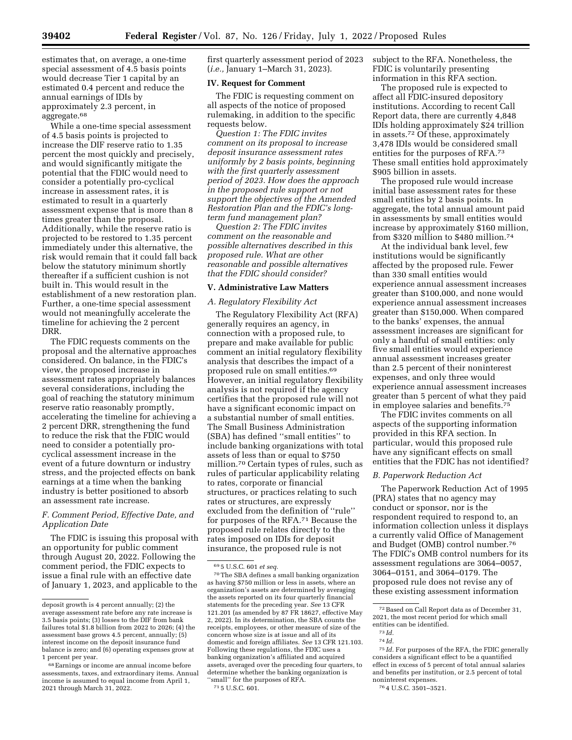estimates that, on average, a one-time special assessment of 4.5 basis points would decrease Tier 1 capital by an estimated 0.4 percent and reduce the annual earnings of IDIs by approximately 2.3 percent, in aggregate.[68]

While a one-time special assessment of 4.5 basis points is projected to increase the DIF reserve ratio to 1.35 percent the most quickly and precisely, and would significantly mitigate the potential that the FDIC would need to consider a potentially pro-cyclical increase in assessment rates, it is estimated to result in a quarterly assessment expense that is more than 8 times greater than the proposal. Additionally, while the reserve ratio is projected to be restored to 1.35 percent immediately under this alternative, the risk would remain that it could fall back below the statutory minimum shortly thereafter if a sufficient cushion is not built in. This would result in the establishment of a new restoration plan. Further, a one-time special assessment would not meaningfully accelerate the timeline for achieving the 2 percent DRR.

The FDIC requests comments on the proposal and the alternative approaches considered. On balance, in the FDIC's view, the proposed increase in assessment rates appropriately balances several considerations, including the goal of reaching the statutory minimum reserve ratio reasonably promptly, accelerating the timeline for achieving a 2 percent DRR, strengthening the fund to reduce the risk that the FDIC would need to consider a potentially pro-cyclical assessment increase in the event of a future downturn or industry stress, and the projected effects on bank earnings at a time when the banking industry is better positioned to absorb an assessment rate increase.

### F. Comment Period, Effective Date, and Application Date

The FDIC is issuing this proposal with an opportunity for public comment through August 20, 2022. Following the comment period, the FDIC expects to issue a final rule with an effective date of January 1, 2023, and applicable to the first quarterly assessment period of 2023 (*i.e.,* January 1–March 31, 2023).

## IV. Request for Comment

The FDIC is requesting comment on all aspects of the notice of proposed rulemaking, in addition to the specific requests below.

*Question 1: The FDIC invites comment on its proposal to increase deposit insurance assessment rates uniformly by 2 basis points, beginning with the first quarterly assessment period of 2023. How does the approach in the proposed rule support or not support the objectives of the Amended Restoration Plan and the FDIC's long-term fund management plan?*

*Question 2: The FDIC invites comment on the reasonable and possible alternatives described in this proposed rule. What are other reasonable and possible alternatives that the FDIC should consider?*

## V. Administrative Law Matters

### A. Regulatory Flexibility Act

The Regulatory Flexibility Act (RFA) generally requires an agency, in connection with a proposed rule, to prepare and make available for public comment an initial regulatory flexibility analysis that describes the impact of a proposed rule on small entities.[69] However, an initial regulatory flexibility analysis is not required if the agency certifies that the proposed rule will not have a significant economic impact on a substantial number of small entities. The Small Business Administration (SBA) has defined "small entities" to include banking organizations with total assets of less than or equal to $750 million.[70] Certain types of rules, such as rules of particular applicability relating to rates, corporate or financial structures, or practices relating to such rates or structures, are expressly excluded from the definition of "rule" for purposes of the RFA.[71] Because the proposed rule relates directly to the rates imposed on IDIs for deposit insurance, the proposed rule is not subject to the RFA. Nonetheless, the FDIC is voluntarily presenting information in this RFA section.

The proposed rule is expected to affect all FDIC-insured depository institutions. According to recent Call Report data, there are currently 4,848 IDIs holding approximately $24 trillion in assets.[72] Of these, approximately 3,478 IDIs would be considered small entities for the purposes of RFA.[73] These small entities hold approximately $905 billion in assets.

The proposed rule would increase initial base assessment rates for these small entities by 2 basis points. In aggregate, the total annual amount paid in assessments by small entities would increase by approximately $160 million, from $320 million to $480 million.[74]

At the individual bank level, few institutions would be significantly affected by the proposed rule. Fewer than 330 small entities would experience annual assessment increases greater than $100,000, and none would experience annual assessment increases greater than $150,000. When compared to the banks' expenses, the annual assessment increases are significant for only a handful of small entities: only five small entities would experience annual assessment increases greater than 2.5 percent of their noninterest expenses, and only three would experience annual assessment increases greater than 5 percent of what they paid in employee salaries and benefits.[75]

The FDIC invites comments on all aspects of the supporting information provided in this RFA section. In particular, would this proposed rule have any significant effects on small entities that the FDIC has not identified?

### B. Paperwork Reduction Act

The Paperwork Reduction Act of 1995 (PRA) states that no agency may conduct or sponsor, nor is the respondent required to respond to, an information collection unless it displays a currently valid Office of Management and Budget (OMB) control number.[76] The FDIC's OMB control numbers for its assessment regulations are 3064–0057, 3064–0151, and 3064–0179. The proposed rule does not revise any of these existing assessment information

---

deposit growth is 4 percent annually; (2) the average assessment rate before any rate increase is 3.5 basis points; (3) losses to the DIF from bank failures total $1.8 billion from 2022 to 2026; (4) the assessment base grows 4.5 percent, annually; (5) interest income on the deposit insurance fund balance is zero; and (6) operating expenses grow at 1 percent per year.

[68] Earnings or income are annual income before assessments, taxes, and extraordinary items. Annual income is assumed to equal income from April 1, 2021 through March 31, 2022.

[69] 5 U.S.C. 601 *et seq.*

[70] The SBA defines a small banking organization as having $750 million or less in assets, where an organization's assets are determined by averaging the assets reported on its four quarterly financial statements for the preceding year. *See* 13 CFR 121.201 (as amended by 87 FR 18627, effective May 2, 2022). In its determination, the SBA counts the receipts, employees, or other measure of size of the concern whose size is at issue and all of its domestic and foreign affiliates. *See* 13 CFR 121.103. Following these regulations, the FDIC uses a banking organization's affiliated and acquired assets, averaged over the preceding four quarters, to determine whether the banking organization is "small" for the purposes of RFA.

[71] 5 U.S.C. 601.

[72] Based on Call Report data as of December 31, 2021, the most recent period for which small entities can be identified.

[73] *Id.*

[74] *Id.*

[75] *Id.* For purposes of the RFA, the FDIC generally considers a significant effect to be a quantified effect in excess of 5 percent of total annual salaries and benefits per institution, or 2.5 percent of total noninterest expenses.

[76] 4 U.S.C. 3501–3521.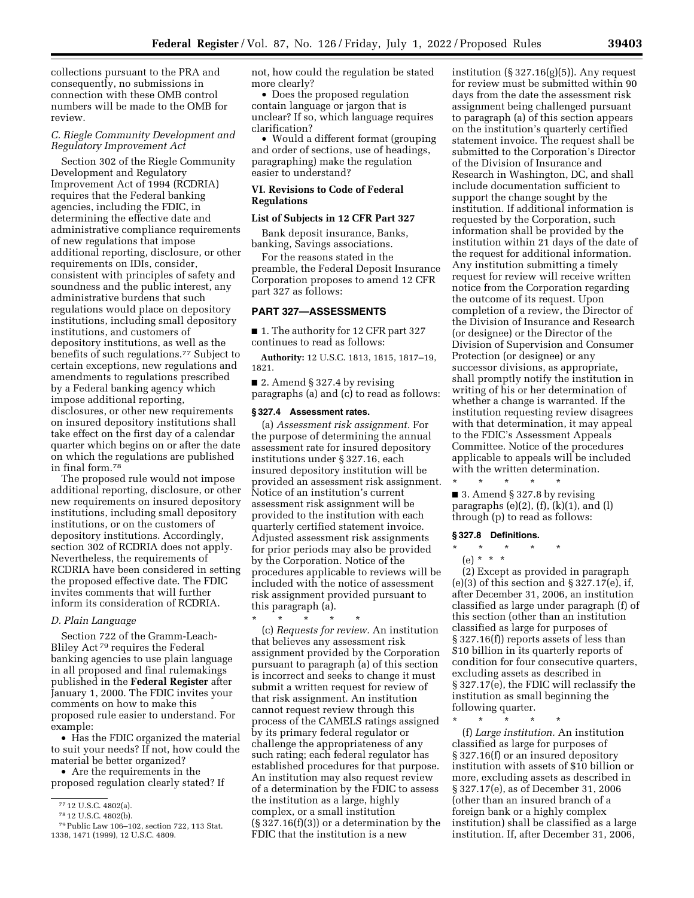collections pursuant to the PRA and consequently, no submissions in connection with these OMB control numbers will be made to the OMB for review.

### C. Riegle Community Development and Regulatory Improvement Act

Section 302 of the Riegle Community Development and Regulatory Improvement Act of 1994 (RCDRIA) requires that the Federal banking agencies, including the FDIC, in determining the effective date and administrative compliance requirements of new regulations that impose additional reporting, disclosure, or other requirements on IDIs, consider, consistent with principles of safety and soundness and the public interest, any administrative burdens that such regulations would place on depository institutions, including small depository institutions, and customers of depository institutions, as well as the benefits of such regulations.[77] Subject to certain exceptions, new regulations and amendments to regulations prescribed by a Federal banking agency which impose additional reporting, disclosures, or other new requirements on insured depository institutions shall take effect on the first day of a calendar quarter which begins on or after the date on which the regulations are published in final form.[78]

The proposed rule would not impose additional reporting, disclosure, or other new requirements on insured depository institutions, including small depository institutions, or on the customers of depository institutions. Accordingly, section 302 of RCDRIA does not apply. Nevertheless, the requirements of RCDRIA have been considered in setting the proposed effective date. The FDIC invites comments that will further inform its consideration of RCDRIA.

### D. Plain Language

Section 722 of the Gramm-Leach-Bliley Act[79] requires the Federal banking agencies to use plain language in all proposed and final rulemakings published in the **Federal Register** after January 1, 2000. The FDIC invites your comments on how to make this proposed rule easier to understand. For example:

- Has the FDIC organized the material to suit your needs? If not, how could the material be better organized?
- Are the requirements in the proposed regulation clearly stated? If not, how could the regulation be stated more clearly?
- Does the proposed regulation contain language or jargon that is unclear? If so, which language requires clarification?
- Would a different format (grouping and order of sections, use of headings, paragraphing) make the regulation easier to understand?

## VI. Revisions to Code of Federal Regulations

### List of Subjects in 12 CFR Part 327

Bank deposit insurance, Banks, banking, Savings associations.

For the reasons stated in the preamble, the Federal Deposit Insurance Corporation proposes to amend 12 CFR part 327 as follows:

## PART 327—ASSESSMENTS

■ 1. The authority for 12 CFR part 327 continues to read as follows:

**Authority:** 12 U.S.C. 1813, 1815, 1817–19, 1821.

■ 2. Amend § 327.4 by revising paragraphs (a) and (c) to read as follows:

### § 327.4 Assessment rates.

(a) *Assessment risk assignment.* For the purpose of determining the annual assessment rate for insured depository institutions under § 327.16, each insured depository institution will be provided an assessment risk assignment. Notice of an institution's current assessment risk assignment will be provided to the institution with each quarterly certified statement invoice. Adjusted assessment risk assignments for prior periods may also be provided by the Corporation. Notice of the procedures applicable to reviews will be included with the notice of assessment risk assignment provided pursuant to this paragraph (a).

\* \* \* \* \*

(c) *Requests for review.* An institution that believes any assessment risk assignment provided by the Corporation pursuant to paragraph (a) of this section is incorrect and seeks to change it must submit a written request for review of that risk assignment. An institution cannot request review through this process of the CAMELS ratings assigned by its primary federal regulator or challenge the appropriateness of any such rating; each federal regulator has established procedures for that purpose. An institution may also request review of a determination by the FDIC to assess the institution as a large, highly complex, or a small institution (§ 327.16(f)(3)) or a determination by the FDIC that the institution is a new institution (§ 327.16(g)(5)). Any request for review must be submitted within 90 days from the date the assessment risk assignment being challenged pursuant to paragraph (a) of this section appears on the institution's quarterly certified statement invoice. The request shall be submitted to the Corporation's Director of the Division of Insurance and Research in Washington, DC, and shall include documentation sufficient to support the change sought by the institution. If additional information is requested by the Corporation, such information shall be provided by the institution within 21 days of the date of the request for additional information. Any institution submitting a timely request for review will receive written notice from the Corporation regarding the outcome of its request. Upon completion of a review, the Director of the Division of Insurance and Research (or designee) or the Director of the Division of Supervision and Consumer Protection (or designee) or any successor divisions, as appropriate, shall promptly notify the institution in writing of his or her determination of whether a change is warranted. If the institution requesting review disagrees with that determination, it may appeal to the FDIC's Assessment Appeals Committee. Notice of the procedures applicable to appeals will be included with the written determination.

\* \* \* \* \*

■ 3. Amend § 327.8 by revising paragraphs (e)(2), (f), (k)(1), and (l) through (p) to read as follows:

### § 327.8 Definitions.

\* \* \* \* \*

(e) \* \* \*

(2) Except as provided in paragraph (e)(3) of this section and § 327.17(e), if, after December 31, 2006, an institution classified as large under paragraph (f) of this section (other than an institution classified as large for purposes of § 327.16(f)) reports assets of less than $10 billion in its quarterly reports of condition for four consecutive quarters, excluding assets as described in § 327.17(e), the FDIC will reclassify the institution as small beginning the following quarter.

\* \* \* \* \*

(f) *Large institution.* An institution classified as large for purposes of § 327.16(f) or an insured depository institution with assets of $10 billion or more, excluding assets as described in § 327.17(e), as of December 31, 2006 (other than an insured branch of a foreign bank or a highly complex institution) shall be classified as a large institution. If, after December 31, 2006,

---

[77] 12 U.S.C. 4802(a).

[78] 12 U.S.C. 4802(b).

[79] Public Law 106–102, section 722, 113 Stat. 1338, 1471 (1999), 12 U.S.C. 4809.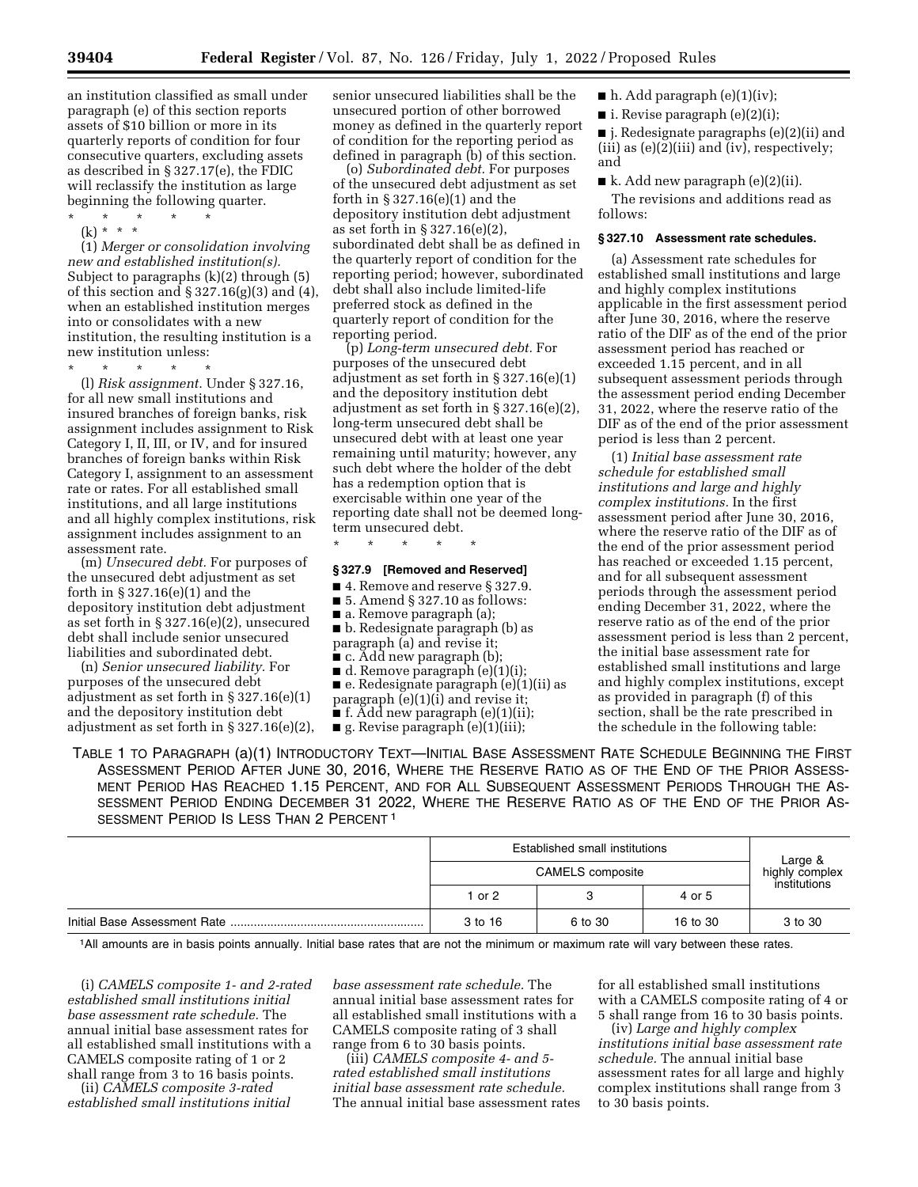an institution classified as small under paragraph (e) of this section reports assets of $10 billion or more in its quarterly reports of condition for four consecutive quarters, excluding assets as described in § 327.17(e), the FDIC will reclassify the institution as large beginning the following quarter.

\* \* \* \* \*

(k) \* \* \*

(1) *Merger or consolidation involving new and established institution(s).* Subject to paragraphs (k)(2) through (5) of this section and § 327.16(g)(3) and (4), when an established institution merges into or consolidates with a new institution, the resulting institution is a new institution unless:

\* \* \* \* \*

(l) *Risk assignment.* Under § 327.16, for all new small institutions and insured branches of foreign banks, risk assignment includes assignment to Risk Category I, II, III, or IV, and for insured branches of foreign banks within Risk Category I, assignment to an assessment rate or rates. For all established small institutions, and all large institutions and all highly complex institutions, risk assignment includes assignment to an assessment rate.

(m) *Unsecured debt.* For purposes of the unsecured debt adjustment as set forth in § 327.16(e)(1) and the depository institution debt adjustment as set forth in § 327.16(e)(2), unsecured debt shall include senior unsecured liabilities and subordinated debt.

(n) *Senior unsecured liability.* For purposes of the unsecured debt adjustment as set forth in § 327.16(e)(1) and the depository institution debt adjustment as set forth in § 327.16(e)(2), senior unsecured liabilities shall be the unsecured portion of other borrowed money as defined in the quarterly report of condition for the reporting period as defined in paragraph (b) of this section.

(o) *Subordinated debt.* For purposes of the unsecured debt adjustment as set forth in § 327.16(e)(1) and the depository institution debt adjustment as set forth in § 327.16(e)(2), subordinated debt shall be as defined in the quarterly report of condition for the reporting period; however, subordinated debt shall also include limited-life preferred stock as defined in the quarterly report of condition for the reporting period.

(p) *Long-term unsecured debt.* For purposes of the unsecured debt adjustment as set forth in § 327.16(e)(1) and the depository institution debt adjustment as set forth in § 327.16(e)(2), long-term unsecured debt shall be unsecured debt with at least one year remaining until maturity; however, any such debt where the holder of the debt has a redemption option that is exercisable within one year of the reporting date shall not be deemed long-term unsecured debt.

\* \* \* \* \*

### § 327.9 [Removed and Reserved]

■ 4. Remove and reserve § 327.9.

■ 5. Amend § 327.10 as follows:

■ a. Remove paragraph (a);

■ b. Redesignate paragraph (b) as paragraph (a) and revise it;

■ c. Add new paragraph (b);

■ d. Remove paragraph (e)(1)(i);

■ e. Redesignate paragraph (e)(1)(ii) as paragraph (e)(1)(i) and revise it;

■ f. Add new paragraph (e)(1)(ii);

■ g. Revise paragraph (e)(1)(iii);

■ h. Add paragraph (e)(1)(iv);

■ i. Revise paragraph (e)(2)(i);

■ j. Redesignate paragraphs (e)(2)(ii) and (iii) as (e)(2)(iii) and (iv), respectively; and

■ k. Add new paragraph (e)(2)(ii).

The revisions and additions read as follows:

### § 327.10 Assessment rate schedules.

(a) Assessment rate schedules for established small institutions and large and highly complex institutions applicable in the first assessment period after June 30, 2016, where the reserve ratio of the DIF as of the end of the prior assessment period has reached or exceeded 1.15 percent, and in all subsequent assessment periods through the assessment period ending December 31, 2022, where the reserve ratio of the DIF as of the end of the prior assessment period is less than 2 percent.

(1) *Initial base assessment rate schedule for established small institutions and large and highly complex institutions.* In the first assessment period after June 30, 2016, where the reserve ratio of the DIF as of the end of the prior assessment period has reached or exceeded 1.15 percent, and for all subsequent assessment periods through the assessment period ending December 31, 2022, where the reserve ratio as of the end of the prior assessment period is less than 2 percent, the initial base assessment rate for established small institutions and large and highly complex institutions, except as provided in paragraph (f) of this section, shall be the rate prescribed in the schedule in the following table:

TABLE 1 TO PARAGRAPH (a)(1) INTRODUCTORY TEXT—INITIAL BASE ASSESSMENT RATE SCHEDULE BEGINNING THE FIRST ASSESSMENT PERIOD AFTER JUNE 30, 2016, WHERE THE RESERVE RATIO AS OF THE END OF THE PRIOR ASSESSMENT PERIOD HAS REACHED 1.15 PERCENT, AND FOR ALL SUBSEQUENT ASSESSMENT PERIODS THROUGH THE ASSESSMENT PERIOD ENDING DECEMBER 31 2022, WHERE THE RESERVE RATIO AS OF THE END OF THE PRIOR ASSESSMENT PERIOD IS LESS THAN 2 PERCENT [1]

| | Established small institutions | | | Large & highly complex institutions |
|---|---|---|---|---|
| | CAMELS composite | | | |
| | 1 or 2 | 3 | 4 or 5 | |
| Initial Base Assessment Rate | 3 to 16 | 6 to 30 | 16 to 30 | 3 to 30 |

[1] All amounts are in basis points annually. Initial base rates that are not the minimum or maximum rate will vary between these rates.

(i) *CAMELS composite 1- and 2-rated established small institutions initial base assessment rate schedule.* The annual initial base assessment rates for all established small institutions with a CAMELS composite rating of 1 or 2 shall range from 3 to 16 basis points.

(ii) *CAMELS composite 3-rated established small institutions initial base assessment rate schedule.* The annual initial base assessment rates for all established small institutions with a CAMELS composite rating of 3 shall range from 6 to 30 basis points.

(iii) *CAMELS composite 4- and 5-rated established small institutions initial base assessment rate schedule.* The annual initial base assessment rates for all established small institutions with a CAMELS composite rating of 4 or 5 shall range from 16 to 30 basis points.

(iv) *Large and highly complex institutions initial base assessment rate schedule.* The annual initial base assessment rates for all large and highly complex institutions shall range from 3 to 30 basis points.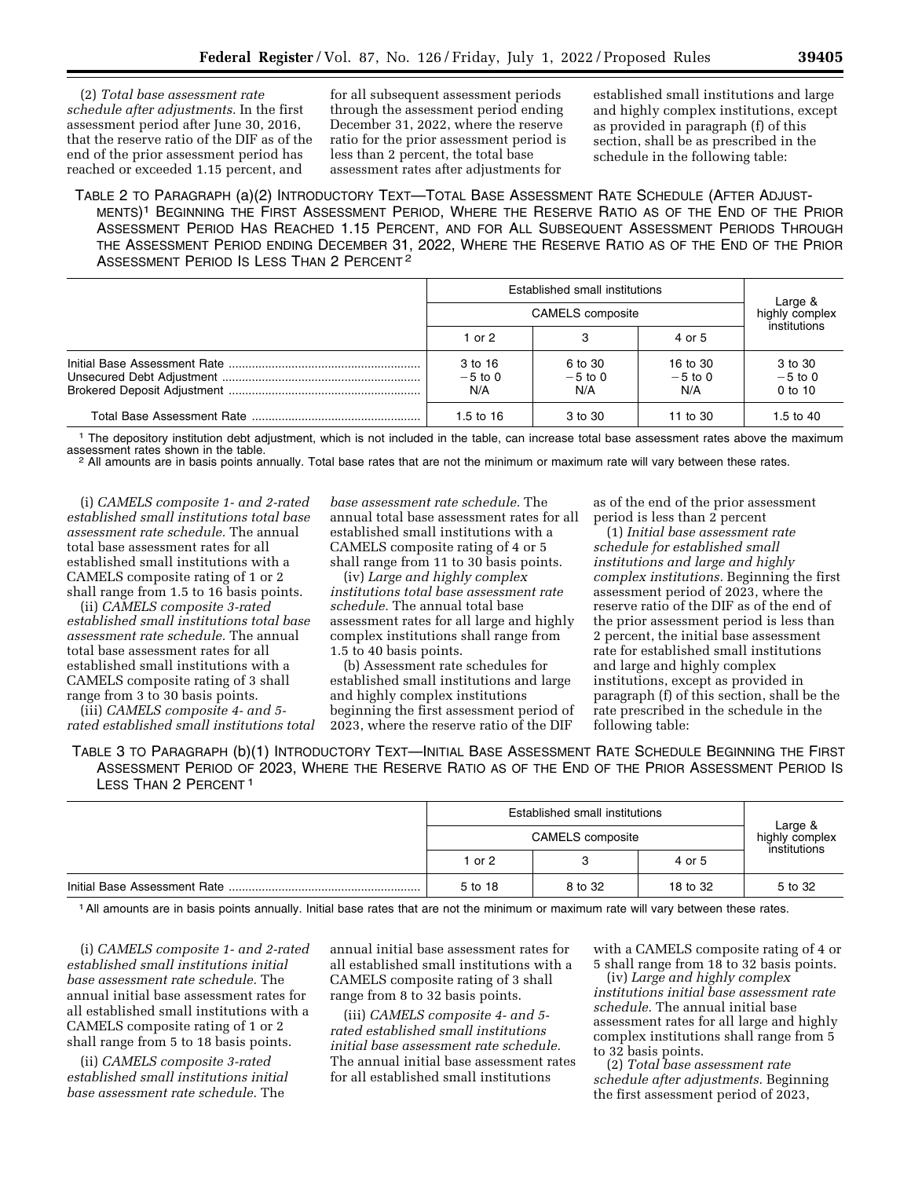(2) *Total base assessment rate schedule after adjustments.* In the first assessment period after June 30, 2016, that the reserve ratio of the DIF as of the end of the prior assessment period has reached or exceeded 1.15 percent, and for all subsequent assessment periods through the assessment period ending December 31, 2022, where the reserve ratio for the prior assessment period is less than 2 percent, the total base assessment rates after adjustments for established small institutions and large and highly complex institutions, except as provided in paragraph (f) of this section, shall be as prescribed in the schedule in the following table:

TABLE 2 TO PARAGRAPH (a)(2) INTRODUCTORY TEXT—TOTAL BASE ASSESSMENT RATE SCHEDULE (AFTER ADJUSTMENTS)[1] BEGINNING THE FIRST ASSESSMENT PERIOD, WHERE THE RESERVE RATIO AS OF THE END OF THE PRIOR ASSESSMENT PERIOD HAS REACHED 1.15 PERCENT, AND FOR ALL SUBSEQUENT ASSESSMENT PERIODS THROUGH THE ASSESSMENT PERIOD ENDING DECEMBER 31, 2022, WHERE THE RESERVE RATIO AS OF THE END OF THE PRIOR ASSESSMENT PERIOD IS LESS THAN 2 PERCENT [2]

| | Established small institutions | | | Large & highly complex institutions |
|---|---|---|---|---|
| | CAMELS composite | | | |
| | 1 or 2 | 3 | 4 or 5 | |
| Initial Base Assessment Rate | 3 to 16 | 6 to 30 | 16 to 30 | 3 to 30 |
| Unsecured Debt Adjustment | −5 to 0 | −5 to 0 | −5 to 0 | −5 to 0 |
| Brokered Deposit Adjustment | N/A | N/A | N/A | 0 to 10 |
| Total Base Assessment Rate | 1.5 to 16 | 3 to 30 | 11 to 30 | 1.5 to 40 |

[1] The depository institution debt adjustment, which is not included in the table, can increase total base assessment rates above the maximum assessment rates shown in the table.
[2] All amounts are in basis points annually. Total base rates that are not the minimum or maximum rate will vary between these rates.

(i) *CAMELS composite 1- and 2-rated established small institutions total base assessment rate schedule.* The annual total base assessment rates for all established small institutions with a CAMELS composite rating of 1 or 2 shall range from 1.5 to 16 basis points.

(ii) *CAMELS composite 3-rated established small institutions total base assessment rate schedule.* The annual total base assessment rates for all established small institutions with a CAMELS composite rating of 3 shall range from 3 to 30 basis points.

(iii) *CAMELS composite 4- and 5-rated established small institutions total base assessment rate schedule.* The annual total base assessment rates for all established small institutions with a CAMELS composite rating of 4 or 5 shall range from 11 to 30 basis points.

(iv) *Large and highly complex institutions total base assessment rate schedule.* The annual total base assessment rates for all large and highly complex institutions shall range from 1.5 to 40 basis points.

(b) Assessment rate schedules for established small institutions and large and highly complex institutions beginning the first assessment period of 2023, where the reserve ratio of the DIF as of the end of the prior assessment period is less than 2 percent

(1) *Initial base assessment rate schedule for established small institutions and large and highly complex institutions.* Beginning the first assessment period of 2023, where the reserve ratio of the DIF as of the end of the prior assessment period is less than 2 percent, the initial base assessment rate for established small institutions and large and highly complex institutions, except as provided in paragraph (f) of this section, shall be the rate prescribed in the schedule in the following table:

TABLE 3 TO PARAGRAPH (b)(1) INTRODUCTORY TEXT—INITIAL BASE ASSESSMENT RATE SCHEDULE BEGINNING THE FIRST ASSESSMENT PERIOD OF 2023, WHERE THE RESERVE RATIO AS OF THE END OF THE PRIOR ASSESSMENT PERIOD IS LESS THAN 2 PERCENT [1]

| | Established small institutions | | | Large & highly complex institutions |
|---|---|---|---|---|
| | CAMELS composite | | | |
| | 1 or 2 | 3 | 4 or 5 | |
| Initial Base Assessment Rate | 5 to 18 | 8 to 32 | 18 to 32 | 5 to 32 |

[1] All amounts are in basis points annually. Initial base rates that are not the minimum or maximum rate will vary between these rates.

(i) *CAMELS composite 1- and 2-rated established small institutions initial base assessment rate schedule.* The annual initial base assessment rates for all established small institutions with a CAMELS composite rating of 1 or 2 shall range from 5 to 18 basis points.

(ii) *CAMELS composite 3-rated established small institutions initial base assessment rate schedule.* The annual initial base assessment rates for all established small institutions with a CAMELS composite rating of 3 shall range from 8 to 32 basis points.

(iii) *CAMELS composite 4- and 5-rated established small institutions initial base assessment rate schedule.* The annual initial base assessment rates for all established small institutions with a CAMELS composite rating of 4 or 5 shall range from 18 to 32 basis points.

(iv) *Large and highly complex institutions initial base assessment rate schedule.* The annual initial base assessment rates for all large and highly complex institutions shall range from 5 to 32 basis points.

(2) *Total base assessment rate schedule after adjustments.* Beginning the first assessment period of 2023,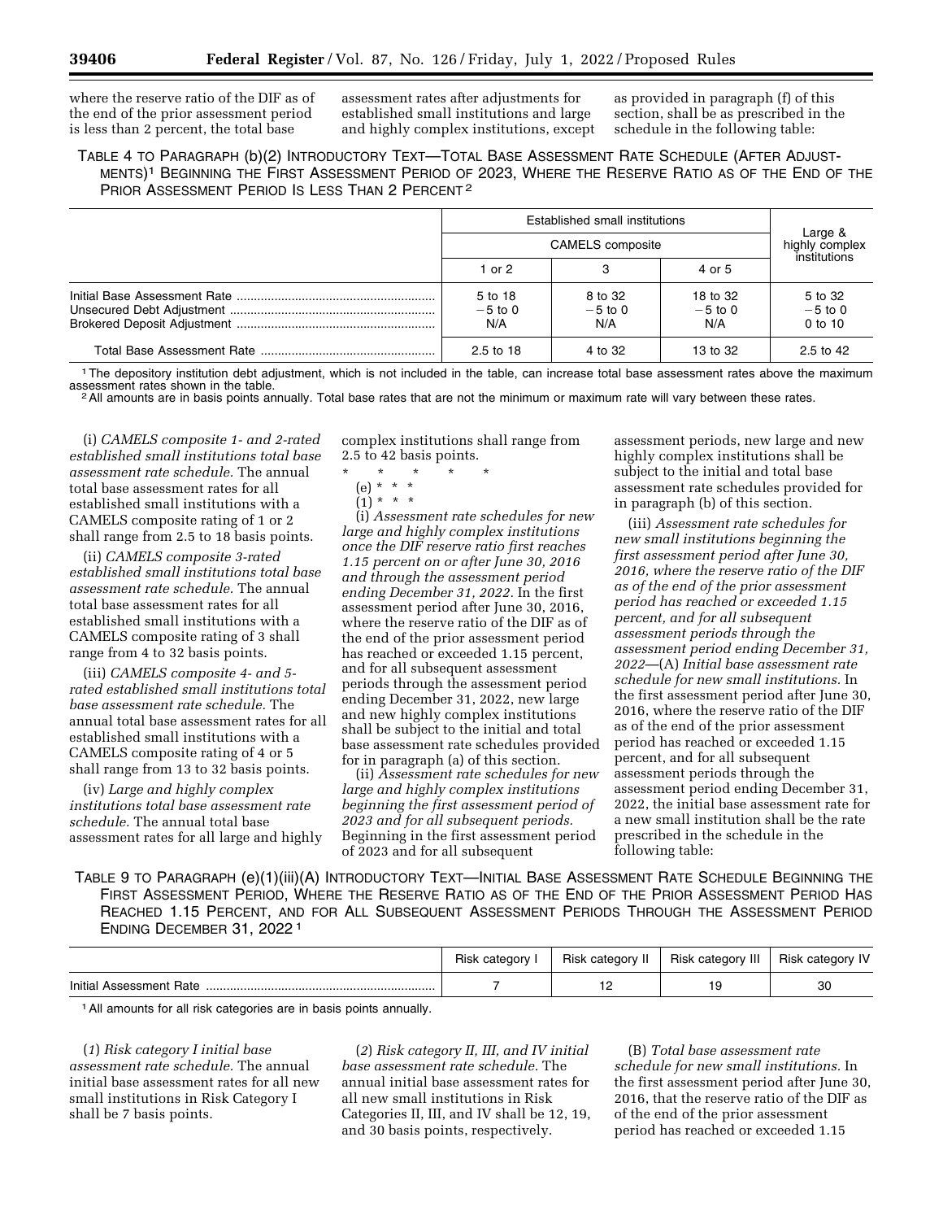where the reserve ratio of the DIF as of the end of the prior assessment period is less than 2 percent, the total base assessment rates after adjustments for established small institutions and large and highly complex institutions, except as provided in paragraph (f) of this section, shall be as prescribed in the schedule in the following table:

TABLE 4 TO PARAGRAPH (b)(2) INTRODUCTORY TEXT—TOTAL BASE ASSESSMENT RATE SCHEDULE (AFTER ADJUSTMENTS)[1] BEGINNING THE FIRST ASSESSMENT PERIOD OF 2023, WHERE THE RESERVE RATIO AS OF THE END OF THE PRIOR ASSESSMENT PERIOD IS LESS THAN 2 PERCENT[2]

| | Established small institutions | | | Large & highly complex institutions |
|---|---|---|---|---|
| | CAMELS composite | | | |
| | 1 or 2 | 3 | 4 or 5 | |
| Initial Base Assessment Rate | 5 to 18 | 8 to 32 | 18 to 32 | 5 to 32 |
| Unsecured Debt Adjustment | −5 to 0 | −5 to 0 | −5 to 0 | −5 to 0 |
| Brokered Deposit Adjustment | N/A | N/A | N/A | 0 to 10 |
| Total Base Assessment Rate | 2.5 to 18 | 4 to 32 | 13 to 32 | 2.5 to 42 |

[1] The depository institution debt adjustment, which is not included in the table, can increase total base assessment rates above the maximum assessment rates shown in the table.

[2] All amounts are in basis points annually. Total base rates that are not the minimum or maximum rate will vary between these rates.

(i) *CAMELS composite 1- and 2-rated established small institutions total base assessment rate schedule.* The annual total base assessment rates for all established small institutions with a CAMELS composite rating of 1 or 2 shall range from 2.5 to 18 basis points.

(ii) *CAMELS composite 3-rated established small institutions total base assessment rate schedule.* The annual total base assessment rates for all established small institutions with a CAMELS composite rating of 3 shall range from 4 to 32 basis points.

(iii) *CAMELS composite 4- and 5-rated established small institutions total base assessment rate schedule.* The annual total base assessment rates for all established small institutions with a CAMELS composite rating of 4 or 5 shall range from 13 to 32 basis points.

(iv) *Large and highly complex institutions total base assessment rate schedule.* The annual total base assessment rates for all large and highly complex institutions shall range from 2.5 to 42 basis points.

\* \* \* \* \*

(e) \* \* \*

(1) \* \* \*

(i) *Assessment rate schedules for new large and highly complex institutions once the DIF reserve ratio first reaches 1.15 percent on or after June 30, 2016 and through the assessment period ending December 31, 2022.* In the first assessment period after June 30, 2016, where the reserve ratio of the DIF as of the end of the prior assessment period has reached or exceeded 1.15 percent, and for all subsequent assessment periods through the assessment period ending December 31, 2022, new large and new highly complex institutions shall be subject to the initial and total base assessment rate schedules provided for in paragraph (a) of this section.

(ii) *Assessment rate schedules for new large and highly complex institutions beginning the first assessment period of 2023 and for all subsequent periods.* Beginning in the first assessment period of 2023 and for all subsequent assessment periods, new large and new highly complex institutions shall be subject to the initial and total base assessment rate schedules provided for in paragraph (b) of this section.

(iii) *Assessment rate schedules for new small institutions beginning the first assessment period after June 30, 2016, where the reserve ratio of the DIF as of the end of the prior assessment period has reached or exceeded 1.15 percent, and for all subsequent assessment periods through the assessment period ending December 31, 2022*—(A) *Initial base assessment rate schedule for new small institutions.* In the first assessment period after June 30, 2016, where the reserve ratio of the DIF as of the end of the prior assessment period has reached or exceeded 1.15 percent, and for all subsequent assessment periods through the assessment period ending December 31, 2022, the initial base assessment rate for a new small institution shall be the rate prescribed in the schedule in the following table:

TABLE 9 TO PARAGRAPH (e)(1)(iii)(A) INTRODUCTORY TEXT—INITIAL BASE ASSESSMENT RATE SCHEDULE BEGINNING THE FIRST ASSESSMENT PERIOD, WHERE THE RESERVE RATIO AS OF THE END OF THE PRIOR ASSESSMENT PERIOD HAS REACHED 1.15 PERCENT, AND FOR ALL SUBSEQUENT ASSESSMENT PERIODS THROUGH THE ASSESSMENT PERIOD ENDING DECEMBER 31, 2022[1]

| | Risk category I | Risk category II | Risk category III | Risk category IV |
|---|---|---|---|---|
| Initial Assessment Rate | 7 | 12 | 19 | 30 |

[1] All amounts for all risk categories are in basis points annually.

(*1*) *Risk category I initial base assessment rate schedule.* The annual initial base assessment rates for all new small institutions in Risk Category I shall be 7 basis points.

(*2*) *Risk category II, III, and IV initial base assessment rate schedule.* The annual initial base assessment rates for all new small institutions in Risk Categories II, III, and IV shall be 12, 19, and 30 basis points, respectively.

(B) *Total base assessment rate schedule for new small institutions.* In the first assessment period after June 30, 2016, that the reserve ratio of the DIF as of the end of the prior assessment period has reached or exceeded 1.15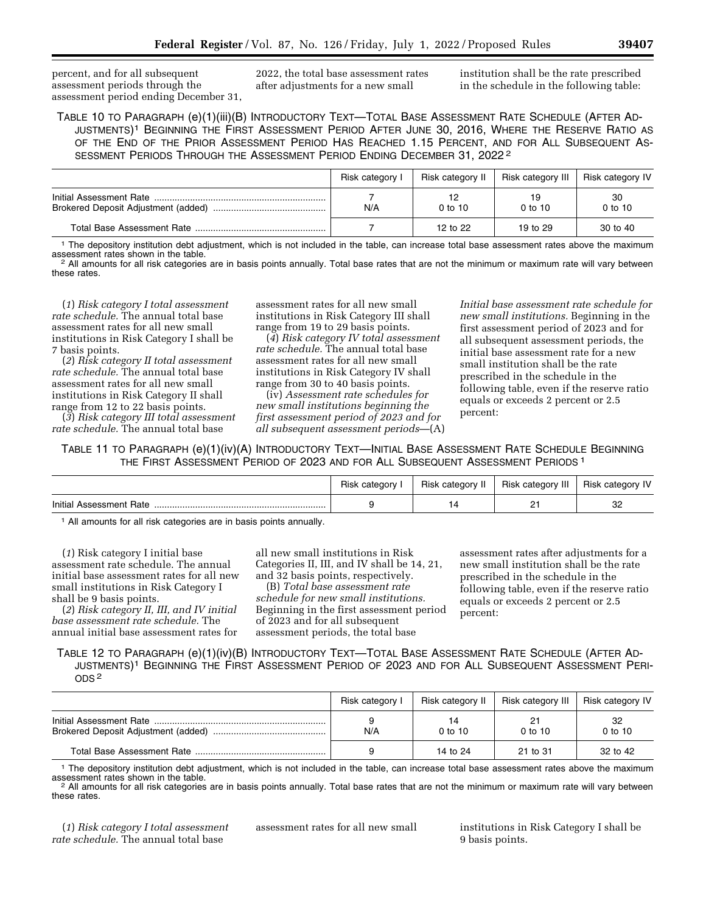percent, and for all subsequent assessment periods through the assessment period ending December 31, 2022, the total base assessment rates after adjustments for a new small institution shall be the rate prescribed in the schedule in the following table:

TABLE 10 TO PARAGRAPH (e)(1)(iii)(B) INTRODUCTORY TEXT—TOTAL BASE ASSESSMENT RATE SCHEDULE (AFTER ADJUSTMENTS)[1] BEGINNING THE FIRST ASSESSMENT PERIOD AFTER JUNE 30, 2016, WHERE THE RESERVE RATIO AS OF THE END OF THE PRIOR ASSESSMENT PERIOD HAS REACHED 1.15 PERCENT, AND FOR ALL SUBSEQUENT ASSESSMENT PERIODS THROUGH THE ASSESSMENT PERIOD ENDING DECEMBER 31, 2022[2]

| | Risk category I | Risk category II | Risk category III | Risk category IV |
|---|---|---|---|---|
| Initial Assessment Rate | 7 | 12 | 19 | 30 |
| Brokered Deposit Adjustment (added) | N/A | 0 to 10 | 0 to 10 | 0 to 10 |
| Total Base Assessment Rate | 7 | 12 to 22 | 19 to 29 | 30 to 40 |

[1] The depository institution debt adjustment, which is not included in the table, can increase total base assessment rates above the maximum assessment rates shown in the table.

[2] All amounts for all risk categories are in basis points annually. Total base rates that are not the minimum or maximum rate will vary between these rates.

(*1*) *Risk category I total assessment rate schedule.* The annual total base assessment rates for all new small institutions in Risk Category I shall be 7 basis points.

(*2*) *Risk category II total assessment rate schedule.* The annual total base assessment rates for all new small institutions in Risk Category II shall range from 12 to 22 basis points.

(*3*) *Risk category III total assessment rate schedule.* The annual total base assessment rates for all new small institutions in Risk Category III shall range from 19 to 29 basis points.

(*4*) *Risk category IV total assessment rate schedule.* The annual total base assessment rates for all new small institutions in Risk Category IV shall range from 30 to 40 basis points.

(iv) *Assessment rate schedules for new small institutions beginning the first assessment period of 2023 and for all subsequent assessment periods*—(A) *Initial base assessment rate schedule for new small institutions.* Beginning in the first assessment period of 2023 and for all subsequent assessment periods, the initial base assessment rate for a new small institution shall be the rate prescribed in the schedule in the following table, even if the reserve ratio equals or exceeds 2 percent or 2.5 percent:

TABLE 11 TO PARAGRAPH (e)(1)(iv)(A) INTRODUCTORY TEXT—INITIAL BASE ASSESSMENT RATE SCHEDULE BEGINNING THE FIRST ASSESSMENT PERIOD OF 2023 AND FOR ALL SUBSEQUENT ASSESSMENT PERIODS[1]

| | Risk category I | Risk category II | Risk category III | Risk category IV |
|---|---|---|---|---|
| Initial Assessment Rate | 9 | 14 | 21 | 32 |

[1] All amounts for all risk categories are in basis points annually.

(*1*) Risk category I initial base assessment rate schedule. The annual initial base assessment rates for all new small institutions in Risk Category I shall be 9 basis points.

(*2*) *Risk category II, III, and IV initial base assessment rate schedule.* The annual initial base assessment rates for all new small institutions in Risk Categories II, III, and IV shall be 14, 21, and 32 basis points, respectively.

(B) *Total base assessment rate schedule for new small institutions.* Beginning in the first assessment period of 2023 and for all subsequent assessment periods, the total base assessment rates after adjustments for a new small institution shall be the rate prescribed in the schedule in the following table, even if the reserve ratio equals or exceeds 2 percent or 2.5 percent:

TABLE 12 TO PARAGRAPH (e)(1)(iv)(B) INTRODUCTORY TEXT—TOTAL BASE ASSESSMENT RATE SCHEDULE (AFTER ADJUSTMENTS)[1] BEGINNING THE FIRST ASSESSMENT PERIOD OF 2023 AND FOR ALL SUBSEQUENT ASSESSMENT PERIODS[2]

| | Risk category I | Risk category II | Risk category III | Risk category IV |
|---|---|---|---|---|
| Initial Assessment Rate | 9 | 14 | 21 | 32 |
| Brokered Deposit Adjustment (added) | N/A | 0 to 10 | 0 to 10 | 0 to 10 |
| Total Base Assessment Rate | 9 | 14 to 24 | 21 to 31 | 32 to 42 |

[1] The depository institution debt adjustment, which is not included in the table, can increase total base assessment rates above the maximum assessment rates shown in the table.

[2] All amounts for all risk categories are in basis points annually. Total base rates that are not the minimum or maximum rate will vary between these rates.

(*1*) *Risk category I total assessment rate schedule.* The annual total base assessment rates for all new small institutions in Risk Category I shall be 9 basis points.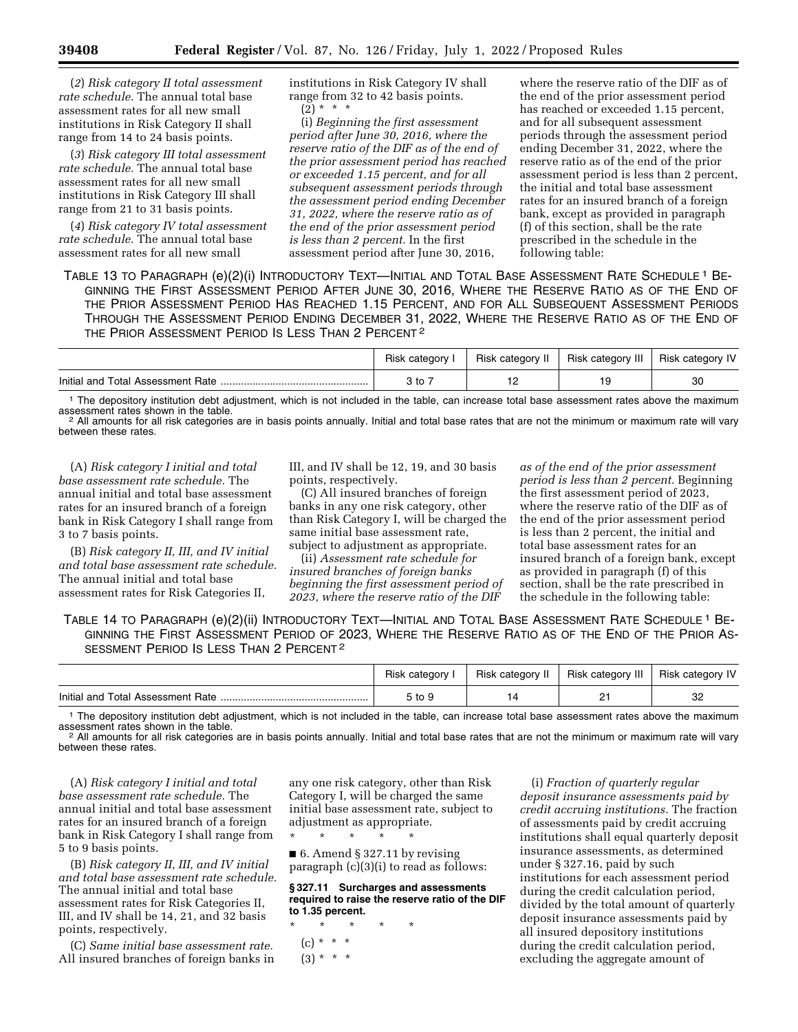(*2*) *Risk category II total assessment rate schedule.* The annual total base assessment rates for all new small institutions in Risk Category II shall range from 14 to 24 basis points.

(*3*) *Risk category III total assessment rate schedule.* The annual total base assessment rates for all new small institutions in Risk Category III shall range from 21 to 31 basis points.

(*4*) *Risk category IV total assessment rate schedule.* The annual total base assessment rates for all new small institutions in Risk Category IV shall range from 32 to 42 basis points.

(2) * * *

(i) *Beginning the first assessment period after June 30, 2016, where the reserve ratio of the DIF as of the end of the prior assessment period has reached or exceeded 1.15 percent, and for all subsequent assessment periods through the assessment period ending December 31, 2022, where the reserve ratio as of the end of the prior assessment period is less than 2 percent.* In the first assessment period after June 30, 2016, where the reserve ratio of the DIF as of the end of the prior assessment period has reached or exceeded 1.15 percent, and for all subsequent assessment periods through the assessment period ending December 31, 2022, where the reserve ratio as of the end of the prior assessment period is less than 2 percent, the initial and total base assessment rates for an insured branch of a foreign bank, except as provided in paragraph (f) of this section, shall be the rate prescribed in the schedule in the following table:

TABLE 13 TO PARAGRAPH (e)(2)(i) INTRODUCTORY TEXT—INITIAL AND TOTAL BASE ASSESSMENT RATE SCHEDULE [1] BEGINNING THE FIRST ASSESSMENT PERIOD AFTER JUNE 30, 2016, WHERE THE RESERVE RATIO AS OF THE END OF THE PRIOR ASSESSMENT PERIOD HAS REACHED 1.15 PERCENT, AND FOR ALL SUBSEQUENT ASSESSMENT PERIODS THROUGH THE ASSESSMENT PERIOD ENDING DECEMBER 31, 2022, WHERE THE RESERVE RATIO AS OF THE END OF THE PRIOR ASSESSMENT PERIOD IS LESS THAN 2 PERCENT [2]

| | Risk category I | Risk category II | Risk category III | Risk category IV |
|---|---|---|---|---|
| Initial and Total Assessment Rate | 3 to 7 | 12 | 19 | 30 |

[1] The depository institution debt adjustment, which is not included in the table, can increase total base assessment rates above the maximum assessment rates shown in the table.
[2] All amounts for all risk categories are in basis points annually. Initial and total base rates that are not the minimum or maximum rate will vary between these rates.

(A) *Risk category I initial and total base assessment rate schedule.* The annual initial and total base assessment rates for an insured branch of a foreign bank in Risk Category I shall range from 3 to 7 basis points.

(B) *Risk category II, III, and IV initial and total base assessment rate schedule.* The annual initial and total base assessment rates for Risk Categories II, III, and IV shall be 12, 19, and 30 basis points, respectively.

(C) All insured branches of foreign banks in any one risk category, other than Risk Category I, will be charged the same initial base assessment rate, subject to adjustment as appropriate.

(ii) *Assessment rate schedule for insured branches of foreign banks beginning the first assessment period of 2023, where the reserve ratio of the DIF as of the end of the prior assessment period is less than 2 percent.* Beginning the first assessment period of 2023, where the reserve ratio of the DIF as of the end of the prior assessment period is less than 2 percent, the initial and total base assessment rates for an insured branch of a foreign bank, except as provided in paragraph (f) of this section, shall be the rate prescribed in the schedule in the following table:

TABLE 14 TO PARAGRAPH (e)(2)(ii) INTRODUCTORY TEXT—INITIAL AND TOTAL BASE ASSESSMENT RATE SCHEDULE [1] BEGINNING THE FIRST ASSESSMENT PERIOD OF 2023, WHERE THE RESERVE RATIO AS OF THE END OF THE PRIOR ASSESSMENT PERIOD IS LESS THAN 2 PERCENT [2]

| | Risk category I | Risk category II | Risk category III | Risk category IV |
|---|---|---|---|---|
| Initial and Total Assessment Rate | 5 to 9 | 14 | 21 | 32 |

[1] The depository institution debt adjustment, which is not included in the table, can increase total base assessment rates above the maximum assessment rates shown in the table.
[2] All amounts for all risk categories are in basis points annually. Initial and total base rates that are not the minimum or maximum rate will vary between these rates.

(A) *Risk category I initial and total base assessment rate schedule.* The annual initial and total base assessment rates for an insured branch of a foreign bank in Risk Category I shall range from 5 to 9 basis points.

(B) *Risk category II, III, and IV initial and total base assessment rate schedule.* The annual initial and total base assessment rates for Risk Categories II, III, and IV shall be 14, 21, and 32 basis points, respectively.

(C) *Same initial base assessment rate.* All insured branches of foreign banks in any one risk category, other than Risk Category I, will be charged the same initial base assessment rate, subject to adjustment as appropriate.

\* \* \* \* \*

■ 6. Amend § 327.11 by revising paragraph (c)(3)(i) to read as follows:

**§ 327.11 Surcharges and assessments required to raise the reserve ratio of the DIF to 1.35 percent.**

\* \* \* \* \*

(c) * * *

(3) * * *

(i) *Fraction of quarterly regular deposit insurance assessments paid by credit accruing institutions.* The fraction of assessments paid by credit accruing institutions shall equal quarterly deposit insurance assessments, as determined under § 327.16, paid by such institutions for each assessment period during the credit calculation period, divided by the total amount of quarterly deposit insurance assessments paid by all insured depository institutions during the credit calculation period, excluding the aggregate amount of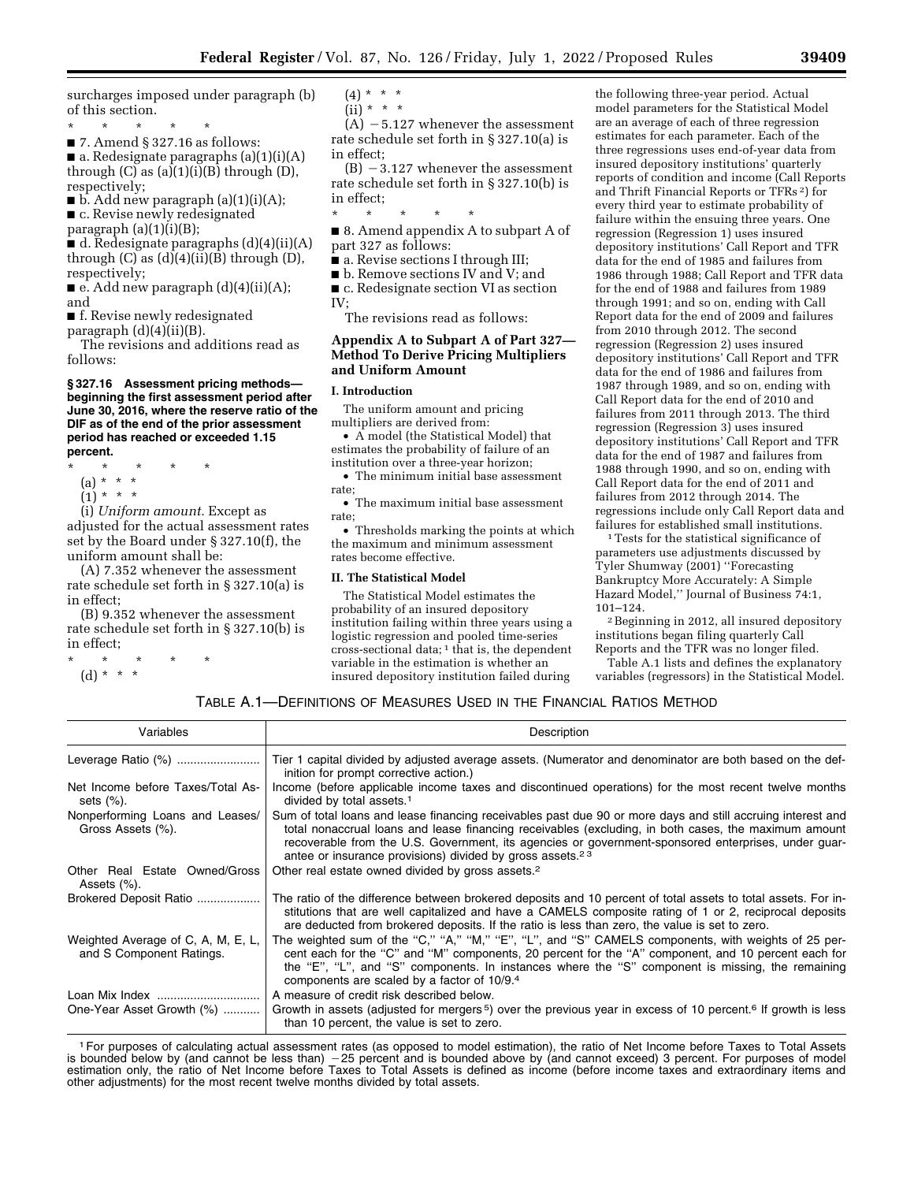surcharges imposed under paragraph (b) of this section.

\* \* \* \* \*

■ 7. Amend § 327.16 as follows:

■ a. Redesignate paragraphs (a)(1)(i)(A) through (C) as (a)(1)(i)(B) through (D), respectively;

■ b. Add new paragraph (a)(1)(i)(A);

■ c. Revise newly redesignated paragraph (a)(1)(i)(B);

■ d. Redesignate paragraphs (d)(4)(ii)(A) through (C) as (d)(4)(ii)(B) through (D), respectively;

■ e. Add new paragraph (d)(4)(ii)(A); and

■ f. Revise newly redesignated paragraph (d)(4)(ii)(B).

The revisions and additions read as follows:

**§ 327.16 Assessment pricing methods—beginning the first assessment period after June 30, 2016, where the reserve ratio of the DIF as of the end of the prior assessment period has reached or exceeded 1.15 percent.**

\* \* \* \* \*

(a) \* \* \*

(1) \* \* \*

(i) *Uniform amount.* Except as adjusted for the actual assessment rates set by the Board under § 327.10(f), the uniform amount shall be:

(A) 7.352 whenever the assessment rate schedule set forth in § 327.10(a) is in effect;

(B) 9.352 whenever the assessment rate schedule set forth in § 327.10(b) is in effect;

\* \* \* \* \*

(d) \* \* \*

(4) \* \* \*

(ii) \* \* \*

(A) −5.127 whenever the assessment rate schedule set forth in § 327.10(a) is in effect;

(B) −3.127 whenever the assessment rate schedule set forth in § 327.10(b) is in effect;

\* \* \* \* \*

■ 8. Amend appendix A to subpart A of part 327 as follows:

■ a. Revise sections I through III;

■ b. Remove sections IV and V; and

■ c. Redesignate section VI as section IV;

The revisions read as follows:

## Appendix A to Subpart A of Part 327—Method To Derive Pricing Multipliers and Uniform Amount

### I. Introduction

The uniform amount and pricing multipliers are derived from:

- A model (the Statistical Model) that estimates the probability of failure of an institution over a three-year horizon;
- The minimum initial base assessment rate;
- The maximum initial base assessment rate;
- Thresholds marking the points at which the maximum and minimum assessment rates become effective.

### II. The Statistical Model

The Statistical Model estimates the probability of an insured depository institution failing within three years using a logistic regression and pooled time-series cross-sectional data; [1] that is, the dependent variable in the estimation is whether an insured depository institution failed during the following three-year period. Actual model parameters for the Statistical Model are an average of each of three regression estimates for each parameter. Each of the three regressions uses end-of-year data from insured depository institutions' quarterly reports of condition and income (Call Reports and Thrift Financial Reports or TFRs [2]) for every third year to estimate probability of failure within the ensuing three years. One regression (Regression 1) uses insured depository institutions' Call Report and TFR data for the end of 1985 and failures from 1986 through 1988; Call Report and TFR data for the end of 1988 and failures from 1989 through 1991; and so on, ending with Call Report data for the end of 2009 and failures from 2010 through 2012. The second regression (Regression 2) uses insured depository institutions' Call Report and TFR data for the end of 1986 and failures from 1987 through 1989, and so on, ending with Call Report data for the end of 2010 and failures from 2011 through 2013. The third regression (Regression 3) uses insured depository institutions' Call Report and TFR data for the end of 1987 and failures from 1988 through 1990, and so on, ending with Call Report data for the end of 2011 and failures from 2012 through 2014. The regressions include only Call Report data and failures for established small institutions.

[1] Tests for the statistical significance of parameters use adjustments discussed by Tyler Shumway (2001) ''Forecasting Bankruptcy More Accurately: A Simple Hazard Model,'' Journal of Business 74:1, 101–124.

[2] Beginning in 2012, all insured depository institutions began filing quarterly Call Reports and the TFR was no longer filed.

Table A.1 lists and defines the explanatory variables (regressors) in the Statistical Model.

TABLE A.1—DEFINITIONS OF MEASURES USED IN THE FINANCIAL RATIOS METHOD

| Variables | Description |
|---|---|
| Leverage Ratio (%) | Tier 1 capital divided by adjusted average assets. (Numerator and denominator are both based on the definition for prompt corrective action.) |
| Net Income before Taxes/Total Assets (%). | Income (before applicable income taxes and discontinued operations) for the most recent twelve months divided by total assets.[1] |
| Nonperforming Loans and Leases/Gross Assets (%). | Sum of total loans and lease financing receivables past due 90 or more days and still accruing interest and total nonaccrual loans and lease financing receivables (excluding, in both cases, the maximum amount recoverable from the U.S. Government, its agencies or government-sponsored enterprises, under guarantee or insurance provisions) divided by gross assets.[2,3] |
| Other Real Estate Owned/Gross Assets (%). | Other real estate owned divided by gross assets.[2] |
| Brokered Deposit Ratio | The ratio of the difference between brokered deposits and 10 percent of total assets to total assets. For institutions that are well capitalized and have a CAMELS composite rating of 1 or 2, reciprocal deposits are deducted from brokered deposits. If the ratio is less than zero, the value is set to zero. |
| Weighted Average of C, A, M, E, L, and S Component Ratings. | The weighted sum of the ''C,'' ''A,'' ''M,'' ''E'', ''L'', and ''S'' CAMELS components, with weights of 25 percent each for the ''C'' and ''M'' components, 20 percent for the ''A'' component, and 10 percent each for the ''E'', ''L'', and ''S'' components. In instances where the ''S'' component is missing, the remaining components are scaled by a factor of 10/9.[4] |
| Loan Mix Index | A measure of credit risk described below. |
| One-Year Asset Growth (%) | Growth in assets (adjusted for mergers[5]) over the previous year in excess of 10 percent.[6] If growth is less than 10 percent, the value is set to zero. |

[1] For purposes of calculating actual assessment rates (as opposed to model estimation), the ratio of Net Income before Taxes to Total Assets is bounded below by (and cannot be less than) −25 percent and is bounded above by (and cannot exceed) 3 percent. For purposes of model estimation only, the ratio of Net Income before Taxes to Total Assets is defined as income (before income taxes and extraordinary items and other adjustments) for the most recent twelve months divided by total assets.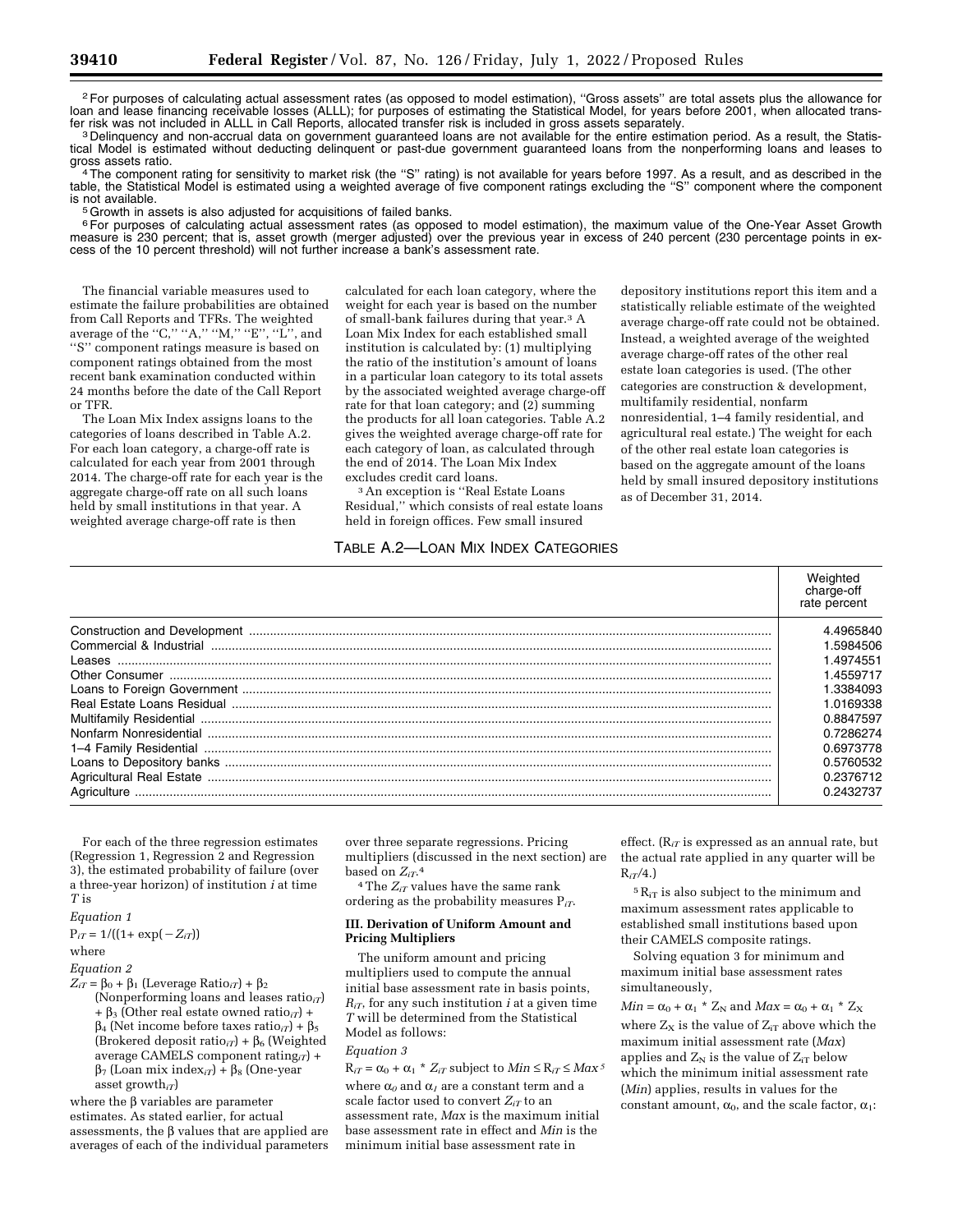[2] For purposes of calculating actual assessment rates (as opposed to model estimation), ''Gross assets'' are total assets plus the allowance for loan and lease financing receivable losses (ALLL); for purposes of estimating the Statistical Model, for years before 2001, when allocated transfer risk was not included in ALLL in Call Reports, allocated transfer risk is included in gross assets separately.

[3] Delinquency and non-accrual data on government guaranteed loans are not available for the entire estimation period. As a result, the Statistical Model is estimated without deducting delinquent or past-due government guaranteed loans from the nonperforming loans and leases to gross assets ratio.

[4] The component rating for sensitivity to market risk (the ''S'' rating) is not available for years before 1997. As a result, and as described in the table, the Statistical Model is estimated using a weighted average of five component ratings excluding the ''S'' component where the component is not available.

[5] Growth in assets is also adjusted for acquisitions of failed banks.

[6] For purposes of calculating actual assessment rates (as opposed to model estimation), the maximum value of the One-Year Asset Growth measure is 230 percent; that is, asset growth (merger adjusted) over the previous year in excess of 240 percent (230 percentage points in excess of the 10 percent threshold) will not further increase a bank's assessment rate.

The financial variable measures used to estimate the failure probabilities are obtained from Call Reports and TFRs. The weighted average of the ''C,'' ''A,'' ''M,'' ''E'', ''L'', and ''S'' component ratings measure is based on component ratings obtained from the most recent bank examination conducted within 24 months before the date of the Call Report or TFR.

The Loan Mix Index assigns loans to the categories of loans described in Table A.2. For each loan category, a charge-off rate is calculated for each year from 2001 through 2014. The charge-off rate for each year is the aggregate charge-off rate on all such loans held by small institutions in that year. A weighted average charge-off rate is then calculated for each loan category, where the weight for each year is based on the number of small-bank failures during that year.[3] A Loan Mix Index for each established small institution is calculated by: (1) multiplying the ratio of the institution's amount of loans in a particular loan category to its total assets by the associated weighted average charge-off rate for that loan category; and (2) summing the products for all loan categories. Table A.2 gives the weighted average charge-off rate for each category of loan, as calculated through the end of 2014. The Loan Mix Index excludes credit card loans.

[3] An exception is ''Real Estate Loans Residual,'' which consists of real estate loans held in foreign offices. Few small insured depository institutions report this item and a statistically reliable estimate of the weighted average charge-off rate could not be obtained. Instead, a weighted average of the weighted average charge-off rates of the other real estate loan categories is used. (The other categories are construction & development, multifamily residential, nonfarm nonresidential, 1–4 family residential, and agricultural real estate.) The weight for each of the other real estate loan categories is based on the aggregate amount of the loans held by small insured depository institutions as of December 31, 2014.

TABLE A.2—LOAN MIX INDEX CATEGORIES

| | Weighted charge-off rate percent |
|---|---|
| Construction and Development | 4.4965840 |
| Commercial & Industrial | 1.5984506 |
| Leases | 1.4974551 |
| Other Consumer | 1.4559717 |
| Loans to Foreign Government | 1.3384093 |
| Real Estate Loans Residual | 1.0169338 |
| Multifamily Residential | 0.8847597 |
| Nonfarm Nonresidential | 0.7286274 |
| 1–4 Family Residential | 0.6973778 |
| Loans to Depository banks | 0.5760532 |
| Agricultural Real Estate | 0.2376712 |
| Agriculture | 0.2432737 |

For each of the three regression estimates (Regression 1, Regression 2 and Regression 3), the estimated probability of failure (over a three-year horizon) of institution *i* at time *T* is

*Equation 1*

$$P_{iT} = 1/((1+ \exp(-Z_{iT}))$$

where

*Equation 2*

$$Z_{iT} = \beta_0 + \beta_1 (\text{Leverage Ratio}_{iT}) + \beta_2 (\text{Nonperforming loans and leases ratio}_{iT}) + \beta_3 (\text{Other real estate owned ratio}_{iT}) + \beta_4 (\text{Net income before taxes ratio}_{iT}) + \beta_5 (\text{Brokered deposit ratio}_{iT}) + \beta_6 (\text{Weighted average CAMELS component rating}_{iT}) + \beta_7 (\text{Loan mix index}_{iT}) + \beta_8 (\text{One-year asset growth}_{iT})$$

where the β variables are parameter estimates. As stated earlier, for actual assessments, the β values that are applied are averages of each of the individual parameters over three separate regressions. Pricing multipliers (discussed in the next section) are based on $Z_{iT}$.[4]

[4] The $Z_{iT}$ values have the same rank ordering as the probability measures $P_{iT}$.

### III. Derivation of Uniform Amount and Pricing Multipliers

The uniform amount and pricing multipliers used to compute the annual initial base assessment rate in basis points, $R_{iT}$, for any such institution *i* at a given time *T* will be determined from the Statistical Model as follows:

*Equation 3*

$$R_{iT} = \alpha_0 + \alpha_1 * Z_{iT} \text{ subject to } Min \leq R_{iT} \leq Max$$ [5]

where $\alpha_0$ and $\alpha_1$ are a constant term and a scale factor used to convert $Z_{iT}$ to an assessment rate, *Max* is the maximum initial base assessment rate in effect and *Min* is the minimum initial base assessment rate in effect. ($R_{iT}$ is expressed as an annual rate, but the actual rate applied in any quarter will be $R_{iT}/4$.)

[5] $R_{iT}$ is also subject to the minimum and maximum assessment rates applicable to established small institutions based upon their CAMELS composite ratings.

Solving equation 3 for minimum and maximum initial base assessment rates simultaneously,

$$Min = \alpha_0 + \alpha_1 * Z_N \text{ and } Max = \alpha_0 + \alpha_1 * Z_X$$

where $Z_X$ is the value of $Z_{iT}$ above which the maximum initial assessment rate (*Max*) applies and $Z_N$ is the value of $Z_{iT}$ below which the minimum initial assessment rate (*Min*) applies, results in values for the constant amount, $\alpha_0$, and the scale factor, $\alpha_1$: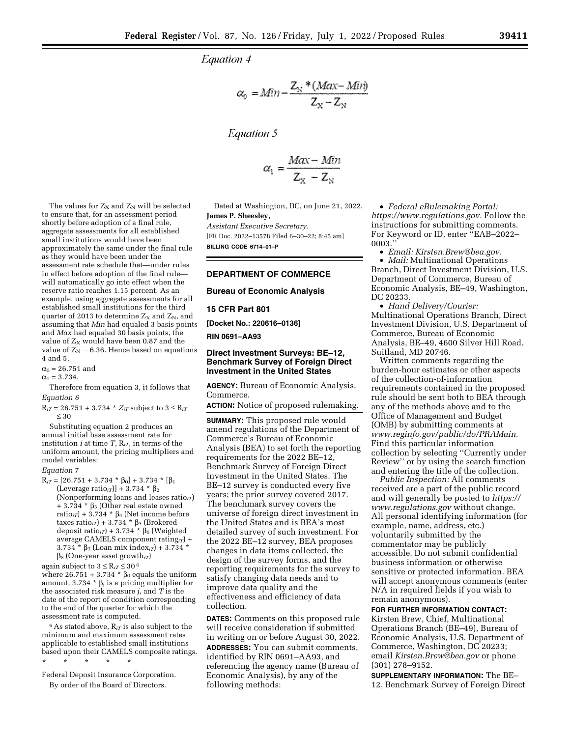*Equation 4*

$$\alpha_0 = Min - \frac{Z_N * (Max - Min)}{Z_X - Z_N}$$

*Equation 5*

$$\alpha_1 = \frac{Max - Min}{Z_X - Z_N}$$

The values for $Z_X$ and $Z_N$ will be selected to ensure that, for an assessment period shortly before adoption of a final rule, aggregate assessments for all established small institutions would have been approximately the same under the final rule as they would have been under the assessment rate schedule that—under rules in effect before adoption of the final rule—will automatically go into effect when the reserve ratio reaches 1.15 percent. As an example, using aggregate assessments for all established small institutions for the third quarter of 2013 to determine $Z_X$ and $Z_N$, and assuming that *Min* had equaled 3 basis points and *Max* had equaled 30 basis points, the value of $Z_X$ would have been 0.87 and the value of $Z_N$ −6.36. Hence based on equations 4 and 5,

$\alpha_0 = 26.751$ and

$\alpha_1 = 3.734$.

Therefore from equation 3, it follows that

*Equation 6*

$R_{iT} = 26.751 + 3.734 * Z_{iT}$ subject to $3 \leq R_{iT} \leq 30$

Substituting equation 2 produces an annual initial base assessment rate for institution *i* at time *T*, $R_{iT}$, in terms of the uniform amount, the pricing multipliers and model variables:

*Equation 7*

$R_{iT} = [26.751 + 3.734 * \beta_0] + 3.734 * [\beta_1$ (Leverage ratio$_{iT}$)] + $3.734 * \beta_2$ (Nonperforming loans and leases ratio$_{iT}$) + $3.734 * \beta_3$ (Other real estate owned ratio$_{iT}$) + $3.734 * \beta_4$ (Net income before taxes ratio$_{iT}$) + $3.734 * \beta_5$ (Brokered deposit ratio$_{iT}$) + $3.734 * \beta_6$ (Weighted average CAMELS component rating$_{iT}$) + $3.734 * \beta_7$ (Loan mix index$_{iT}$) + $3.734 * \beta_8$ (One-year asset growth$_{iT}$)

again subject to $3 \leq R_{iT} \leq 30$ [6]

where $26.751 + 3.734 * \beta_0$ equals the uniform amount, $3.734 * \beta_j$ is a pricing multiplier for the associated risk measure *j*, and *T* is the date of the report of condition corresponding to the end of the quarter for which the assessment rate is computed.

[6] As stated above, $R_{iT}$ is also subject to the minimum and maximum assessment rates applicable to established small institutions based upon their CAMELS composite ratings.

\* \* \* \* \*

Federal Deposit Insurance Corporation.

By order of the Board of Directors.

Dated at Washington, DC, on June 21, 2022.

**James P. Sheesley,**

*Assistant Executive Secretary.*

[FR Doc. 2022–13578 Filed 6–30–22; 8:45 am]

**BILLING CODE 6714–01–P**

---

## DEPARTMENT OF COMMERCE

### Bureau of Economic Analysis

### 15 CFR Part 801

**[Docket No.: 220616–0136]**

**RIN 0691–AA93**

### Direct Investment Surveys: BE–12, Benchmark Survey of Foreign Direct Investment in the United States

**AGENCY:** Bureau of Economic Analysis, Commerce.

**ACTION:** Notice of proposed rulemaking.

**SUMMARY:** This proposed rule would amend regulations of the Department of Commerce's Bureau of Economic Analysis (BEA) to set forth the reporting requirements for the 2022 BE–12, Benchmark Survey of Foreign Direct Investment in the United States. The BE–12 survey is conducted every five years; the prior survey covered 2017. The benchmark survey covers the universe of foreign direct investment in the United States and is BEA's most detailed survey of such investment. For the 2022 BE–12 survey, BEA proposes changes in data items collected, the design of the survey forms, and the reporting requirements for the survey to satisfy changing data needs and to improve data quality and the effectiveness and efficiency of data collection.

**DATES:** Comments on this proposed rule will receive consideration if submitted in writing on or before August 30, 2022.

**ADDRESSES:** You can submit comments, identified by RIN 0691–AA93, and referencing the agency name (Bureau of Economic Analysis), by any of the following methods:

- *Federal eRulemaking Portal: https://www.regulations.gov.* Follow the instructions for submitting comments. For Keyword or ID, enter "EAB–2022–0003."
- *Email: Kirsten.Brew@bea.gov.*
- *Mail:* Multinational Operations Branch, Direct Investment Division, U.S. Department of Commerce, Bureau of Economic Analysis, BE–49, Washington, DC 20233.
- *Hand Delivery/Courier:* Multinational Operations Branch, Direct Investment Division, U.S. Department of Commerce, Bureau of Economic Analysis, BE–49, 4600 Silver Hill Road, Suitland, MD 20746.

Written comments regarding the burden-hour estimates or other aspects of the collection-of-information requirements contained in the proposed rule should be sent both to BEA through any of the methods above and to the Office of Management and Budget (OMB) by submitting comments at *www.reginfo.gov/public/do/PRAMain.* Find this particular information collection by selecting "Currently under Review" or by using the search function and entering the title of the collection.

*Public Inspection:* All comments received are a part of the public record and will generally be posted to *https://www.regulations.gov* without change. All personal identifying information (for example, name, address, etc.) voluntarily submitted by the commentator may be publicly accessible. Do not submit confidential business information or otherwise sensitive or protected information. BEA will accept anonymous comments (enter N/A in required fields if you wish to remain anonymous).

**FOR FURTHER INFORMATION CONTACT:** Kirsten Brew, Chief, Multinational Operations Branch (BE–49), Bureau of Economic Analysis, U.S. Department of Commerce, Washington, DC 20233; email *Kirsten.Brew@bea.gov* or phone (301) 278–9152.

**SUPPLEMENTARY INFORMATION:** The BE–12, Benchmark Survey of Foreign Direct